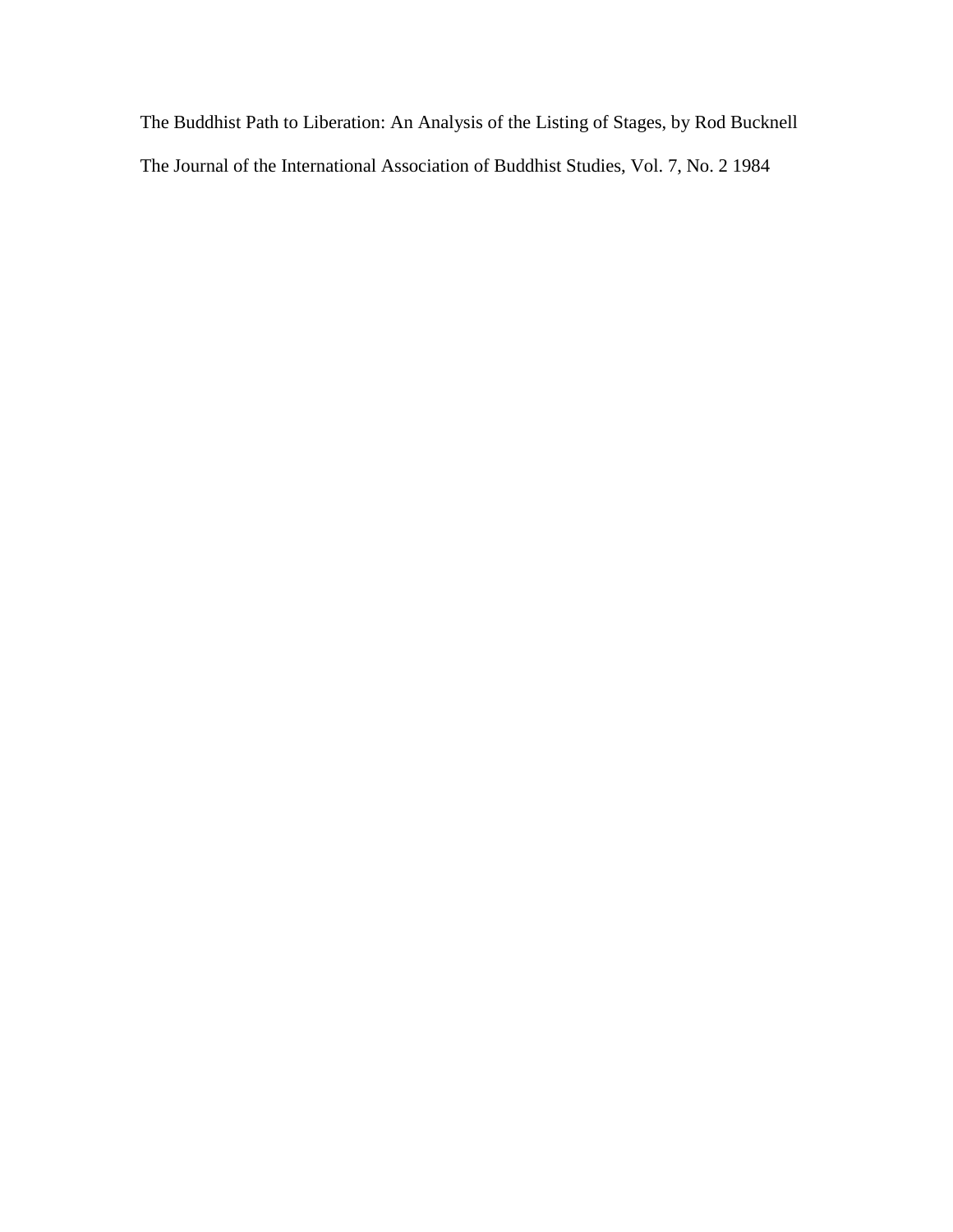The Buddhist Path to Liberation: An Analysis of the Listing of Stages, by Rod Bucknell

The Journal of the International Association of Buddhist Studies, Vol. 7, No. 2 1984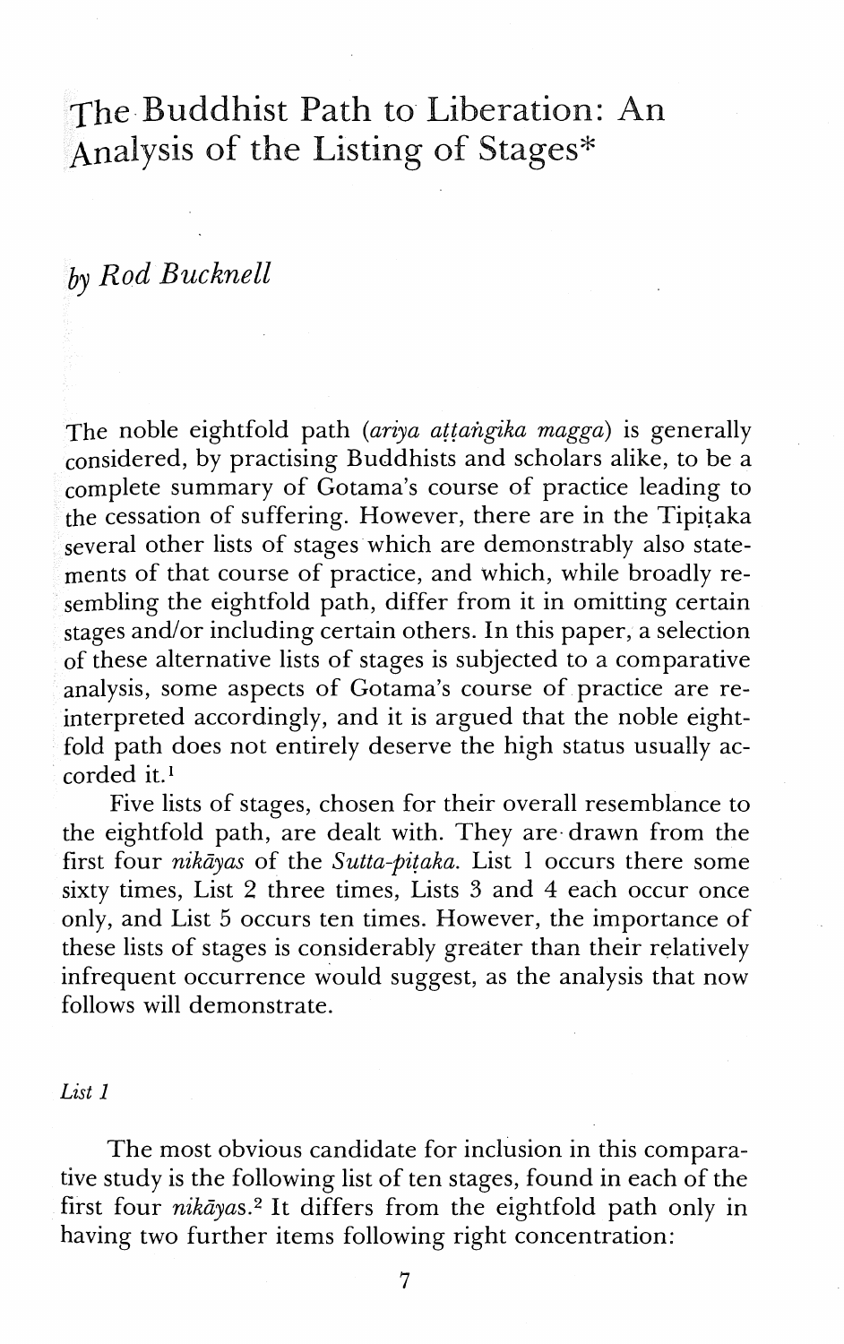# The Buddhist Path to Liberation: An Analysis of the Listing of Stages*

*by Rod Bucknell*

The noble eightfold path (*ariya aṭṭaṅgika magga*) is generally considered, by practising Buddhists and scholars alike, to be a complete summary of Gotama's course of practice leading to the cessation of suffering. However, there are in the Tipiṭaka several other lists of stages which are demonstrably also statements of that course of practice, and which, while broadly resembling the eightfold path, differ from it in omitting certain stages and/or including certain others. In this paper, a selection of these alternative lists of stages is subjected to a comparative analysis, some aspects of Gotama's course of practice are reinterpreted accordingly, and it is argued that the noble eightfold path does not entirely deserve the high status usually accorded it.[1]

Five lists of stages, chosen for their overall resemblance to the eightfold path, are dealt with. They are drawn from the first four *nikāyas* of the *Sutta-piṭaka*. List 1 occurs there some sixty times, List 2 three times, Lists 3 and 4 each occur once only, and List 5 occurs ten times. However, the importance of these lists of stages is considerably greater than their relatively infrequent occurrence would suggest, as the analysis that now follows will demonstrate.

*List 1*

The most obvious candidate for inclusion in this comparative study is the following list of ten stages, found in each of the first four *nikāyas*.[2] It differs from the eightfold path only in having two further items following right concentration: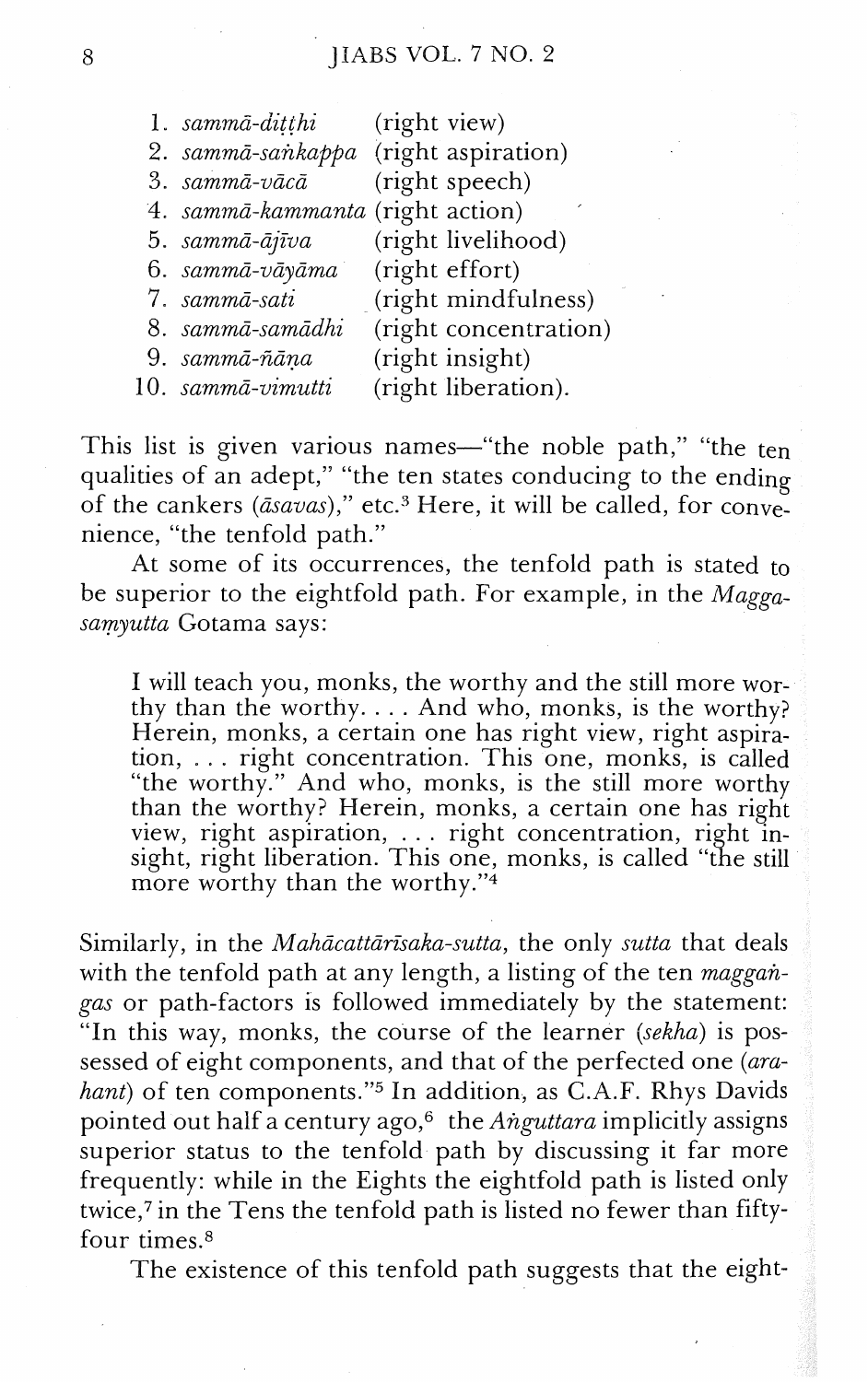1. *sammā-diṭṭhi* (right view)
2. *sammā-saṅkappa* (right aspiration)
3. *sammā-vācā* (right speech)
4. *sammā-kammanta* (right action)
5. *sammā-ājīva* (right livelihood)
6. *sammā-vāyāma* (right effort)
7. *sammā-sati* (right mindfulness)
8. *sammā-samādhi* (right concentration)
9. *sammā-ñāṇa* (right insight)
10. *sammā-vimutti* (right liberation).

This list is given various names—"the noble path," "the ten qualities of an adept," "the ten states conducing to the ending of the cankers (*āsavas*)," etc.[3] Here, it will be called, for convenience, "the tenfold path."

At some of its occurrences, the tenfold path is stated to be superior to the eightfold path. For example, in the *Magga-saṃyutta* Gotama says:

> I will teach you, monks, the worthy and the still more worthy than the worthy. . . . And who, monks, is the worthy? Herein, monks, a certain one has right view, right aspiration, . . . right concentration. This one, monks, is called "the worthy." And who, monks, is the still more worthy than the worthy? Herein, monks, a certain one has right view, right aspiration, . . . right concentration, right insight, right liberation. This one, monks, is called "the still more worthy than the worthy."[4]

Similarly, in the *Mahācattārīsaka-sutta*, the only *sutta* that deals with the tenfold path at any length, a listing of the ten *maggaṅgas* or path-factors is followed immediately by the statement: "In this way, monks, the course of the learner (*sekha*) is possessed of eight components, and that of the perfected one (*arahant*) of ten components."[5] In addition, as C.A.F. Rhys Davids pointed out half a century ago,[6] the *Aṅguttara* implicitly assigns superior status to the tenfold path by discussing it far more frequently: while in the Eights the eightfold path is listed only twice,[7] in the Tens the tenfold path is listed no fewer than fifty-four times.[8]

The existence of this tenfold path suggests that the eight-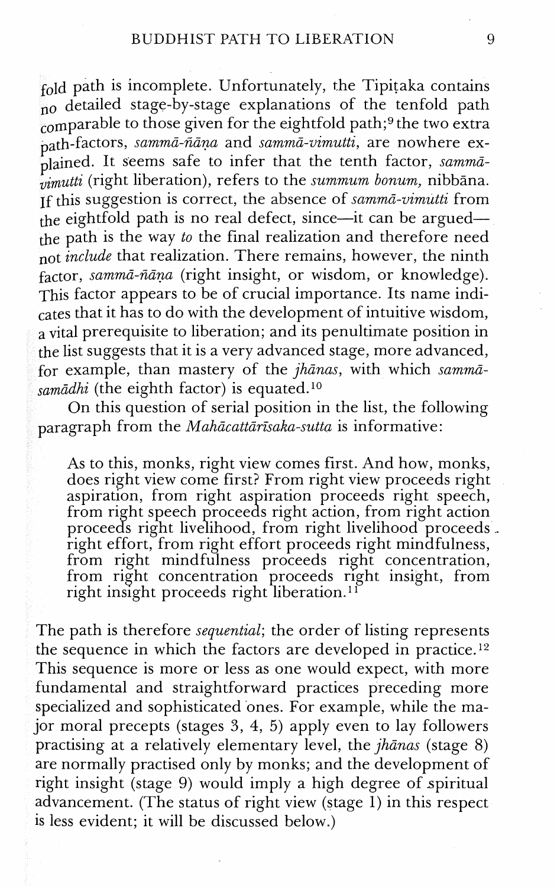fold path is incomplete. Unfortunately, the Tipiṭaka contains no detailed stage-by-stage explanations of the tenfold path comparable to those given for the eightfold path;[9] the two extra path-factors, *sammā-ñāṇa* and *sammā-vimutti*, are nowhere explained. It seems safe to infer that the tenth factor, *sammā-vimutti* (right liberation), refers to the *summum bonum*, nibbāna. If this suggestion is correct, the absence of *sammā-vimutti* from the eightfold path is no real defect, since—it can be argued—the path is the way *to* the final realization and therefore need not *include* that realization. There remains, however, the ninth factor, *sammā-ñāṇa* (right insight, or wisdom, or knowledge). This factor appears to be of crucial importance. Its name indicates that it has to do with the development of intuitive wisdom, a vital prerequisite to liberation; and its penultimate position in the list suggests that it is a very advanced stage, more advanced, for example, than mastery of the *jhānas*, with which *sammā-samādhi* (the eighth factor) is equated.[10]

On this question of serial position in the list, the following paragraph from the *Mahācattārīsaka-sutta* is informative:

> As to this, monks, right view comes first. And how, monks, does right view come first? From right view proceeds right aspiration, from right aspiration proceeds right speech, from right speech proceeds right action, from right action proceeds right livelihood, from right livelihood proceeds right effort, from right effort proceeds right mindfulness, from right mindfulness proceeds right concentration, from right concentration proceeds right insight, from right insight proceeds right liberation.[11]

The path is therefore *sequential*; the order of listing represents the sequence in which the factors are developed in practice.[12] This sequence is more or less as one would expect, with more fundamental and straightforward practices preceding more specialized and sophisticated ones. For example, while the major moral precepts (stages 3, 4, 5) apply even to lay followers practising at a relatively elementary level, the *jhānas* (stage 8) are normally practised only by monks; and the development of right insight (stage 9) would imply a high degree of spiritual advancement. (The status of right view (stage 1) in this respect is less evident; it will be discussed below.)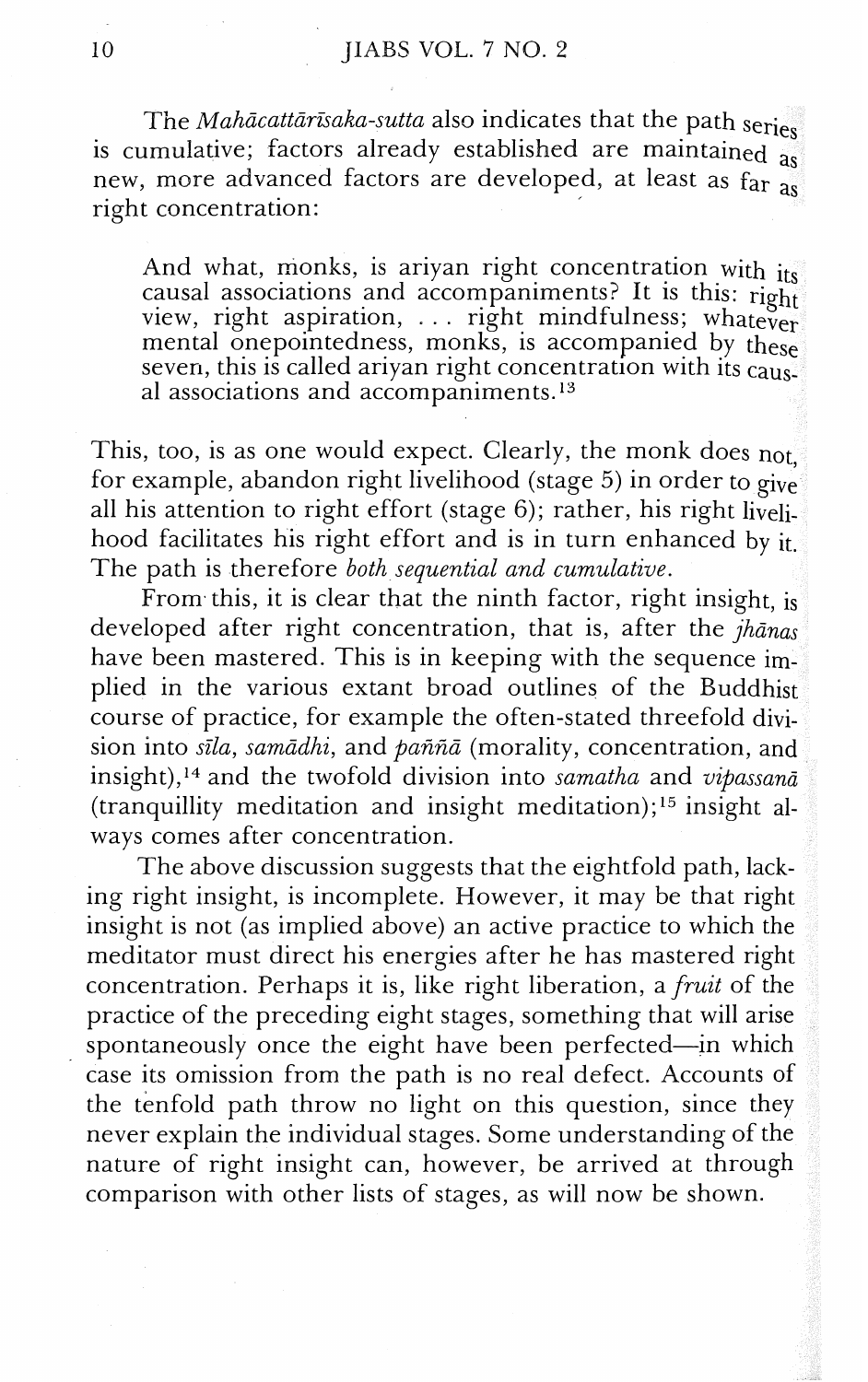The *Mahācattārīsaka-sutta* also indicates that the path series is cumulative; factors already established are maintained as new, more advanced factors are developed, at least as far as right concentration:

> And what, monks, is ariyan right concentration with its causal associations and accompaniments? It is this: right view, right aspiration, . . . right mindfulness; whatever mental onepointedness, monks, is accompanied by these seven, this is called ariyan right concentration with its causal associations and accompaniments.[13]

This, too, is as one would expect. Clearly, the monk does not, for example, abandon right livelihood (stage 5) in order to give all his attention to right effort (stage 6); rather, his right livelihood facilitates his right effort and is in turn enhanced by it. The path is therefore *both sequential and cumulative*.

From this, it is clear that the ninth factor, right insight, is developed after right concentration, that is, after the *jhānas* have been mastered. This is in keeping with the sequence implied in the various extant broad outlines of the Buddhist course of practice, for example the often-stated threefold division into *sīla*, *samādhi*, and *paññā* (morality, concentration, and insight),[14] and the twofold division into *samatha* and *vipassanā* (tranquillity meditation and insight meditation);[15] insight always comes after concentration.

The above discussion suggests that the eightfold path, lacking right insight, is incomplete. However, it may be that right insight is not (as implied above) an active practice to which the meditator must direct his energies after he has mastered right concentration. Perhaps it is, like right liberation, a *fruit* of the practice of the preceding eight stages, something that will arise spontaneously once the eight have been perfected—in which case its omission from the path is no real defect. Accounts of the tenfold path throw no light on this question, since they never explain the individual stages. Some understanding of the nature of right insight can, however, be arrived at through comparison with other lists of stages, as will now be shown.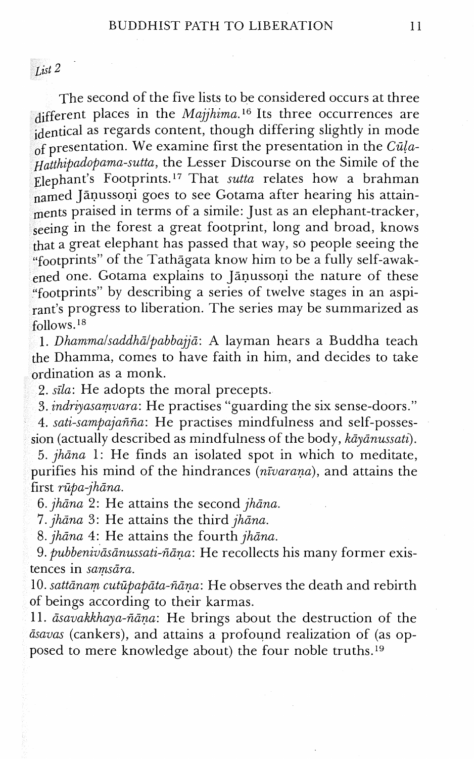*List 2*

The second of the five lists to be considered occurs at three different places in the *Majjhima.*[16] Its three occurrences are identical as regards content, though differing slightly in mode of presentation. We examine first the presentation in the *Cūḷa-Hatthipadopama-sutta*, the Lesser Discourse on the Simile of the Elephant's Footprints.[17] That *sutta* relates how a brahman named Jāṇussoṇi goes to see Gotama after hearing his attainments praised in terms of a simile: Just as an elephant-tracker, seeing in the forest a great footprint, long and broad, knows that a great elephant has passed that way, so people seeing the "footprints" of the Tathāgata know him to be a fully self-awakened one. Gotama explains to Jāṇussoṇi the nature of these "footprints" by describing a series of twelve stages in an aspirant's progress to liberation. The series may be summarized as follows.[18]

1. *Dhamma/saddhā/pabbajjā*: A layman hears a Buddha teach the Dhamma, comes to have faith in him, and decides to take ordination as a monk.
2. *sīla*: He adopts the moral precepts.
3. *indriyasaṃvara*: He practises "guarding the six sense-doors."
4. *sati-sampajañña*: He practises mindfulness and self-possession (actually described as mindfulness of the body, *kāyānussati*).
5. *jhāna* 1: He finds an isolated spot in which to meditate, purifies his mind of the hindrances (*nīvaraṇa*), and attains the first *rūpa-jhāna*.
6. *jhāna* 2: He attains the second *jhāna*.
7. *jhāna* 3: He attains the third *jhāna*.
8. *jhāna* 4: He attains the fourth *jhāna*.
9. *pubbenivāsānussati-ñāṇa*: He recollects his many former existences in *saṃsāra*.
10. *sattānaṃ cutūpapāta-ñāṇa*: He observes the death and rebirth of beings according to their karmas.
11. *āsavakkhaya-ñāṇa*: He brings about the destruction of the *āsavas* (cankers), and attains a profound realization of (as opposed to mere knowledge about) the four noble truths.[19]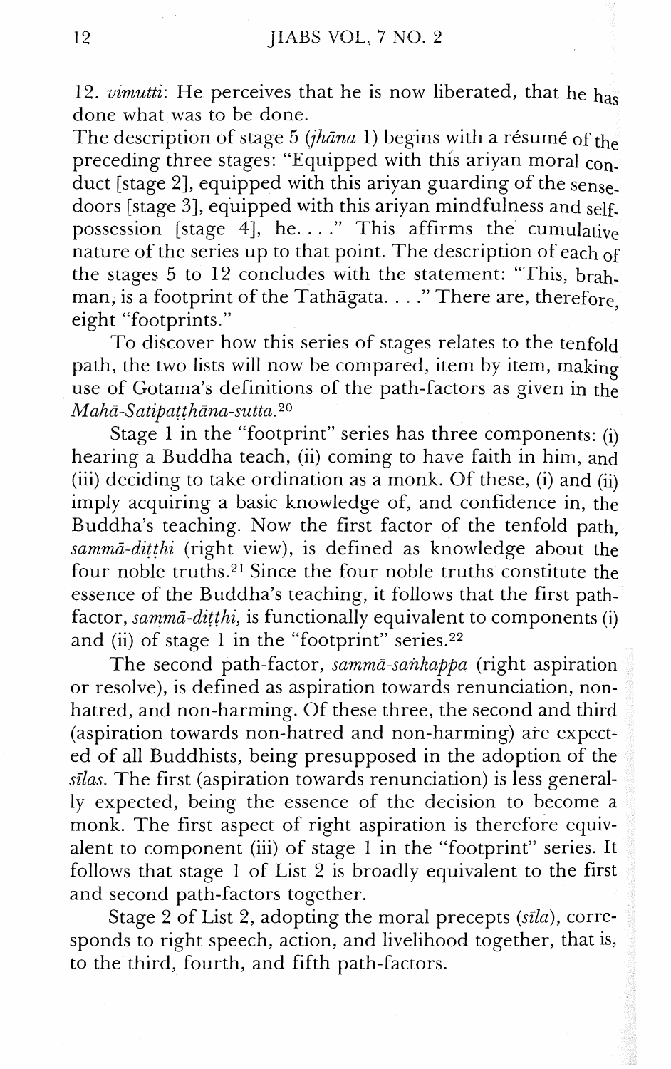12. *vimutti*: He perceives that he is now liberated, that he has done what was to be done.

The description of stage 5 (*jhāna* 1) begins with a résumé of the preceding three stages: "Equipped with this ariyan moral conduct [stage 2], equipped with this ariyan guarding of the sense-doors [stage 3], equipped with this ariyan mindfulness and self-possession [stage 4], he. . . ." This affirms the cumulative nature of the series up to that point. The description of each of the stages 5 to 12 concludes with the statement: "This, brahman, is a footprint of the Tathāgata. . . ." There are, therefore, eight "footprints."

To discover how this series of stages relates to the tenfold path, the two lists will now be compared, item by item, making use of Gotama's definitions of the path-factors as given in the *Mahā-Satipaṭṭhāna-sutta*.[20]

Stage 1 in the "footprint" series has three components: (i) hearing a Buddha teach, (ii) coming to have faith in him, and (iii) deciding to take ordination as a monk. Of these, (i) and (ii) imply acquiring a basic knowledge of, and confidence in, the Buddha's teaching. Now the first factor of the tenfold path, *sammā-diṭṭhi* (right view), is defined as knowledge about the four noble truths.[21] Since the four noble truths constitute the essence of the Buddha's teaching, it follows that the first path-factor, *sammā-diṭṭhi,* is functionally equivalent to components (i) and (ii) of stage 1 in the "footprint" series.[22]

The second path-factor, *sammā-saṅkappa* (right aspiration or resolve), is defined as aspiration towards renunciation, non-hatred, and non-harming. Of these three, the second and third (aspiration towards non-hatred and non-harming) are expected of all Buddhists, being presupposed in the adoption of the *sīlas.* The first (aspiration towards renunciation) is less generally expected, being the essence of the decision to become a monk. The first aspect of right aspiration is therefore equivalent to component (iii) of stage 1 in the "footprint" series. It follows that stage 1 of List 2 is broadly equivalent to the first and second path-factors together.

Stage 2 of List 2, adopting the moral precepts (*sīla*), corresponds to right speech, action, and livelihood together, that is, to the third, fourth, and fifth path-factors.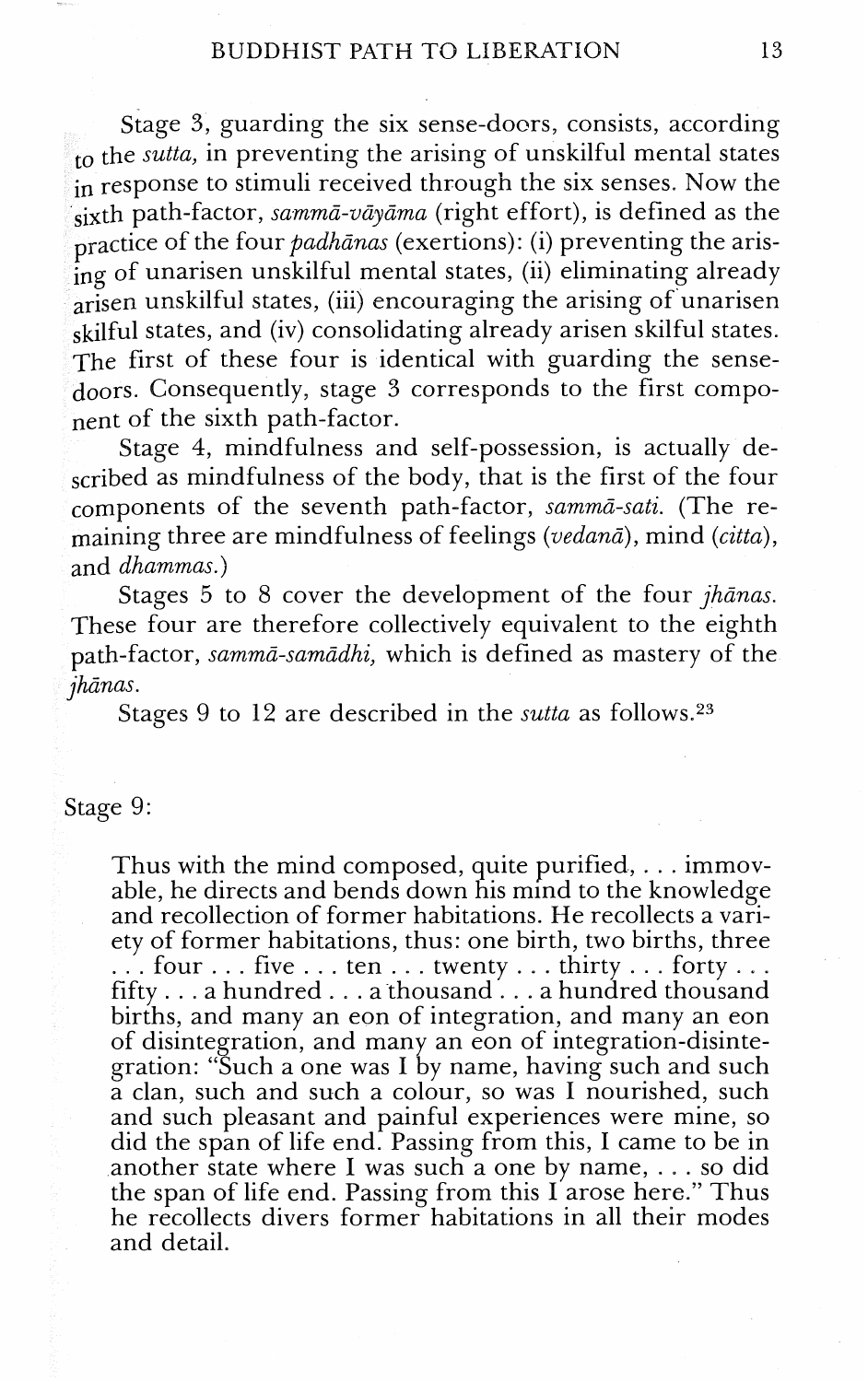Stage 3, guarding the six sense-doors, consists, according to the *sutta*, in preventing the arising of unskilful mental states in response to stimuli received through the six senses. Now the sixth path-factor, *sammā-vāyāma* (right effort), is defined as the practice of the four *padhānas* (exertions): (i) preventing the arising of unarisen unskilful mental states, (ii) eliminating already arisen unskilful states, (iii) encouraging the arising of unarisen skilful states, and (iv) consolidating already arisen skilful states. The first of these four is identical with guarding the sense-doors. Consequently, stage 3 corresponds to the first component of the sixth path-factor.

Stage 4, mindfulness and self-possession, is actually described as mindfulness of the body, that is the first of the four components of the seventh path-factor, *sammā-sati*. (The remaining three are mindfulness of feelings (*vedanā*), mind (*citta*), and *dhammas*.)

Stages 5 to 8 cover the development of the four *jhānas*. These four are therefore collectively equivalent to the eighth path-factor, *sammā-samādhi*, which is defined as mastery of the *jhānas*.

Stages 9 to 12 are described in the *sutta* as follows.[23]

Stage 9:

> Thus with the mind composed, quite purified, . . . immovable, he directs and bends down his mind to the knowledge and recollection of former habitations. He recollects a variety of former habitations, thus: one birth, two births, three . . . four . . . five . . . ten . . . twenty . . . thirty . . . forty . . . fifty . . . a hundred . . . a thousand . . . a hundred thousand births, and many an eon of integration, and many an eon of disintegration, and many an eon of integration-disintegration: "Such a one was I by name, having such and such a clan, such and such a colour, so was I nourished, such and such pleasant and painful experiences were mine, so did the span of life end. Passing from this, I came to be in another state where I was such a one by name, . . . so did the span of life end. Passing from this I arose here." Thus he recollects divers former habitations in all their modes and detail.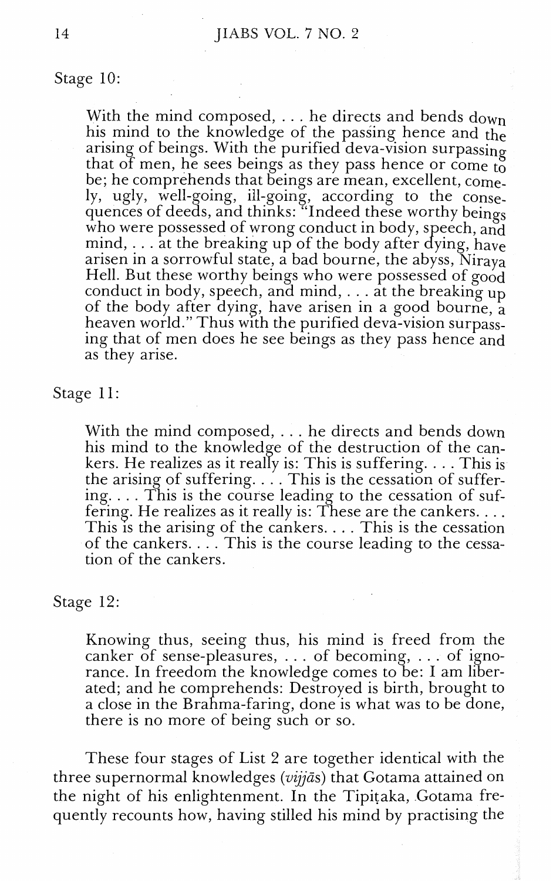Stage 10:

> With the mind composed, . . . he directs and bends down his mind to the knowledge of the passing hence and the arising of beings. With the purified deva-vision surpassing that of men, he sees beings as they pass hence or come to be; he comprehends that beings are mean, excellent, comely, ugly, well-going, ill-going, according to the consequences of deeds, and thinks: "Indeed these worthy beings who were possessed of wrong conduct in body, speech, and mind, . . . at the breaking up of the body after dying, have arisen in a sorrowful state, a bad bourne, the abyss, Niraya Hell. But these worthy beings who were possessed of good conduct in body, speech, and mind, . . . at the breaking up of the body after dying, have arisen in a good bourne, a heaven world." Thus with the purified deva-vision surpassing that of men does he see beings as they pass hence and as they arise.

Stage 11:

> With the mind composed, . . . he directs and bends down his mind to the knowledge of the destruction of the cankers. He realizes as it really is: This is suffering. . . . This is the arising of suffering. . . . This is the cessation of suffering. . . . This is the course leading to the cessation of suffering. He realizes as it really is: These are the cankers. . . . This is the arising of the cankers. . . . This is the cessation of the cankers. . . . This is the course leading to the cessation of the cankers.

Stage 12:

> Knowing thus, seeing thus, his mind is freed from the canker of sense-pleasures, . . . of becoming, . . . of ignorance. In freedom the knowledge comes to be: I am liberated; and he comprehends: Destroyed is birth, brought to a close in the Brahma-faring, done is what was to be done, there is no more of being such or so.

These four stages of List 2 are together identical with the three supernormal knowledges (*vijjās*) that Gotama attained on the night of his enlightenment. In the Tipiṭaka, Gotama frequently recounts how, having stilled his mind by practising the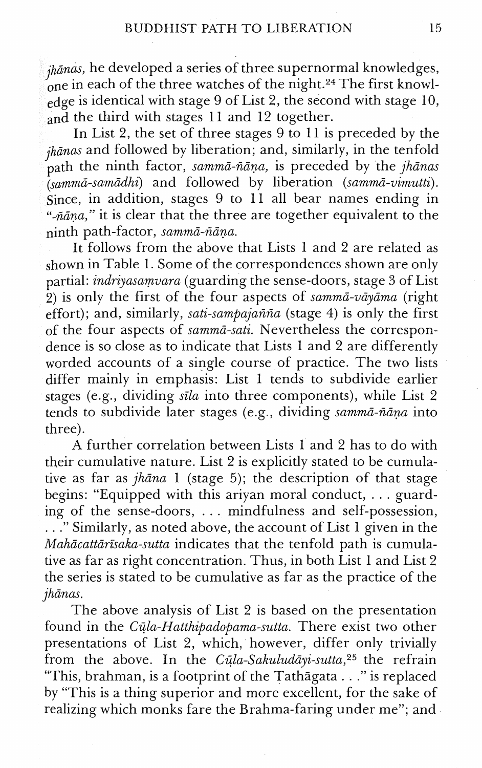*jhānas,* he developed a series of three supernormal knowledges, one in each of the three watches of the night.[24] The first knowledge is identical with stage 9 of List 2, the second with stage 10, and the third with stages 11 and 12 together.

In List 2, the set of three stages 9 to 11 is preceded by the *jhānas* and followed by liberation; and, similarly, in the tenfold path the ninth factor, *sammā-ñāṇa,* is preceded by the *jhānas* (*sammā-samādhi*) and followed by liberation (*sammā-vimutti*). Since, in addition, stages 9 to 11 all bear names ending in "*-ñāṇa,*" it is clear that the three are together equivalent to the ninth path-factor, *sammā-ñāṇa.*

It follows from the above that Lists 1 and 2 are related as shown in Table 1. Some of the correspondences shown are only partial: *indriyasaṃvara* (guarding the sense-doors, stage 3 of List 2) is only the first of the four aspects of *sammā-vāyāma* (right effort); and, similarly, *sati-sampajañña* (stage 4) is only the first of the four aspects of *sammā-sati.* Nevertheless the correspondence is so close as to indicate that Lists 1 and 2 are differently worded accounts of a single course of practice. The two lists differ mainly in emphasis: List 1 tends to subdivide earlier stages (e.g., dividing *sīla* into three components), while List 2 tends to subdivide later stages (e.g., dividing *sammā-ñāṇa* into three).

A further correlation between Lists 1 and 2 has to do with their cumulative nature. List 2 is explicitly stated to be cumulative as far as *jhāna* 1 (stage 5); the description of that stage begins: "Equipped with this ariyan moral conduct, . . . guarding of the sense-doors, . . . mindfulness and self-possession, . . ." Similarly, as noted above, the account of List 1 given in the *Mahācattārīsaka-sutta* indicates that the tenfold path is cumulative as far as right concentration. Thus, in both List 1 and List 2 the series is stated to be cumulative as far as the practice of the *jhānas.*

The above analysis of List 2 is based on the presentation found in the *Cūḷa-Hatthipadopama-sutta.* There exist two other presentations of List 2, which, however, differ only trivially from the above. In the *Cūḷa-Sakuludāyi-sutta,*[25] the refrain "This, brahman, is a footprint of the Tathāgata . . ." is replaced by "This is a thing superior and more excellent, for the sake of realizing which monks fare the Brahma-faring under me"; and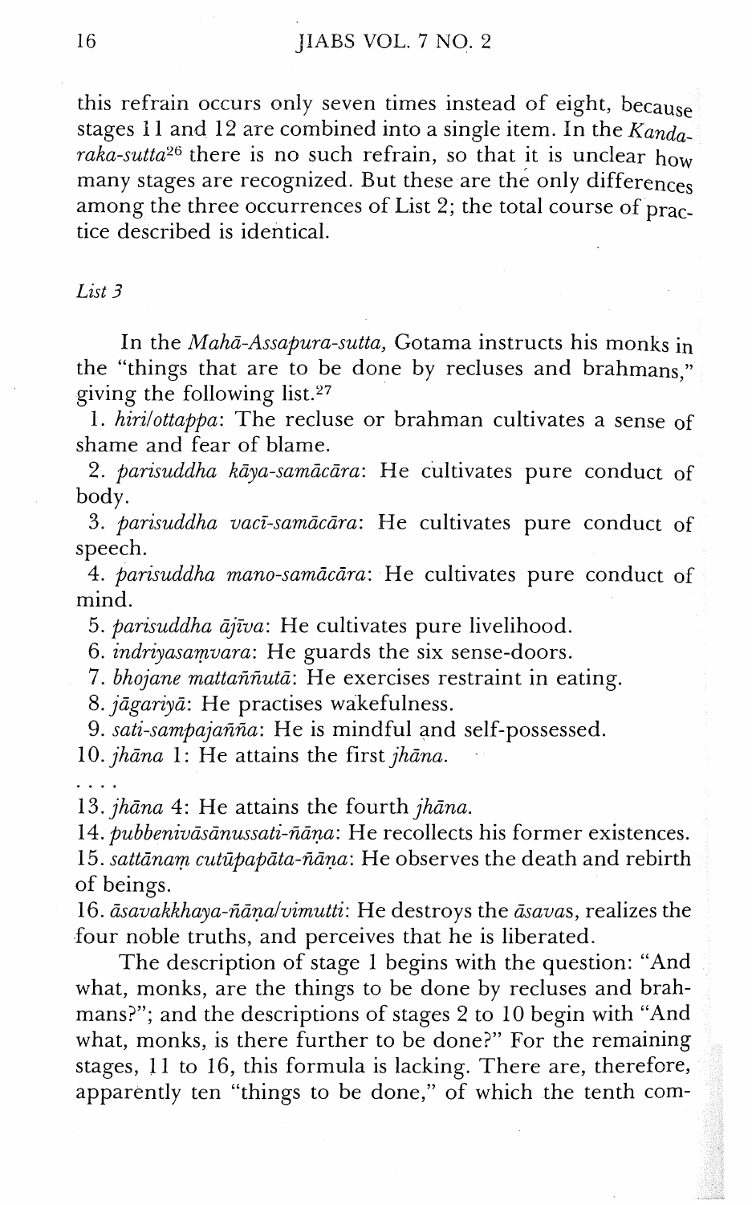this refrain occurs only seven times instead of eight, because stages 11 and 12 are combined into a single item. In the *Kandaraka-sutta*[26] there is no such refrain, so that it is unclear how many stages are recognized. But these are the only differences among the three occurrences of List 2; the total course of practice described is identical.

*List 3*

In the *Mahā-Assapura-sutta,* Gotama instructs his monks in the "things that are to be done by recluses and brahmans," giving the following list.[27]

1. *hiri/ottappa*: The recluse or brahman cultivates a sense of shame and fear of blame.
2. *parisuddha kāya-samācāra*: He cultivates pure conduct of body.
3. *parisuddha vacī-samācāra*: He cultivates pure conduct of speech.
4. *parisuddha mano-samācāra*: He cultivates pure conduct of mind.
5. *parisuddha ājīva*: He cultivates pure livelihood.
6. *indriyasaṃvara*: He guards the six sense-doors.
7. *bhojane mattaññutā*: He exercises restraint in eating.
8. *jāgariyā*: He practises wakefulness.
9. *sati-sampajañña*: He is mindful and self-possessed.
10. *jhāna* 1: He attains the first *jhāna*.

. . . .

13. *jhāna* 4: He attains the fourth *jhāna*.
14. *pubbenivāsānussati-ñāṇa*: He recollects his former existences.
15. *sattānaṃ cutūpapāta-ñāṇa*: He observes the death and rebirth of beings.
16. *āsavakkhaya-ñāṇa/vimutti*: He destroys the *āsava*s, realizes the four noble truths, and perceives that he is liberated.

The description of stage 1 begins with the question: "And what, monks, are the things to be done by recluses and brahmans?"; and the descriptions of stages 2 to 10 begin with "And what, monks, is there further to be done?" For the remaining stages, 11 to 16, this formula is lacking. There are, therefore, apparently ten "things to be done," of which the tenth com-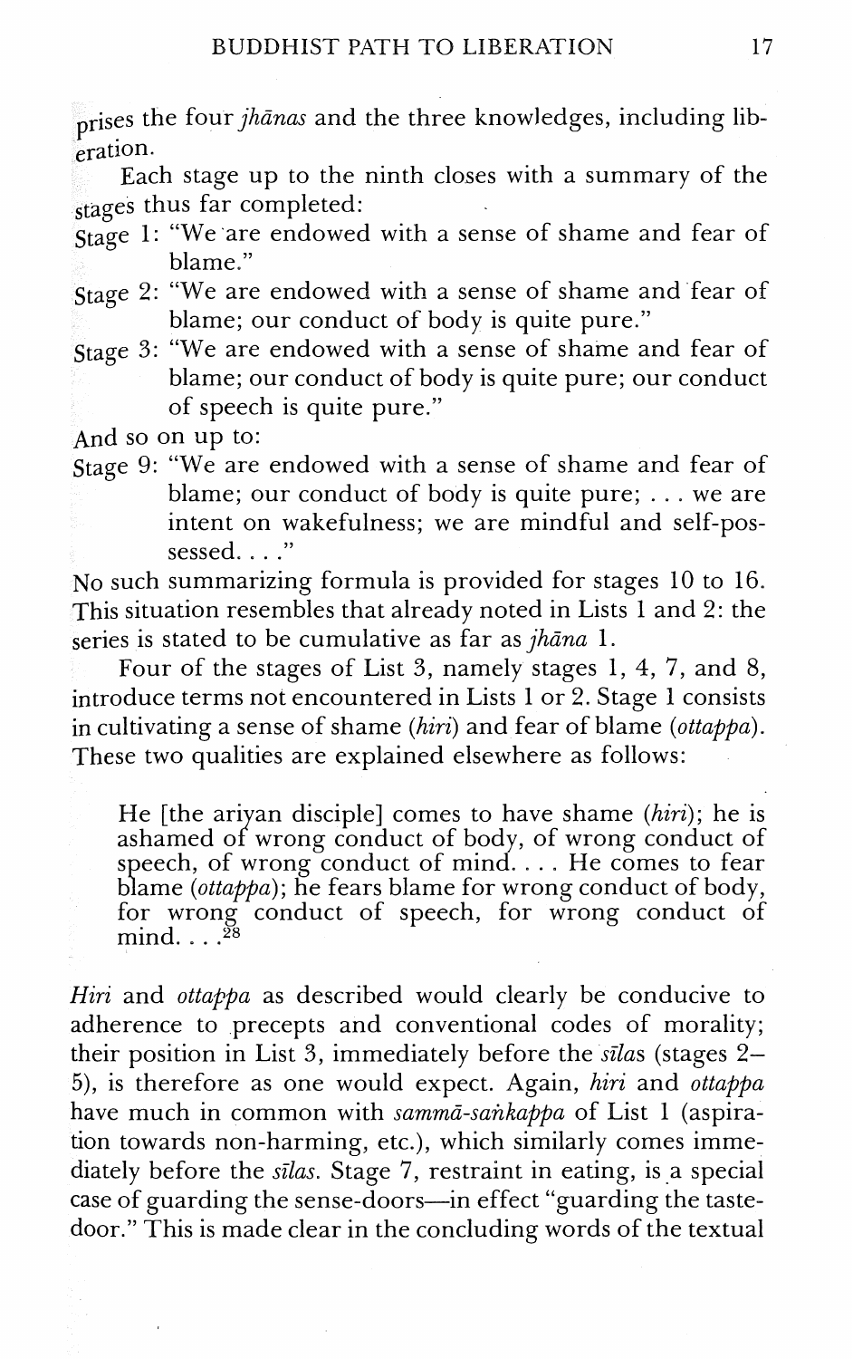prises the four *jhānas* and the three knowledges, including liberation.

Each stage up to the ninth closes with a summary of the stages thus far completed:

Stage 1: "We are endowed with a sense of shame and fear of blame."

Stage 2: "We are endowed with a sense of shame and fear of blame; our conduct of body is quite pure."

Stage 3: "We are endowed with a sense of shame and fear of blame; our conduct of body is quite pure; our conduct of speech is quite pure."

And so on up to:

Stage 9: "We are endowed with a sense of shame and fear of blame; our conduct of body is quite pure; . . . we are intent on wakefulness; we are mindful and self-possessed. . . ."

No such summarizing formula is provided for stages 10 to 16. This situation resembles that already noted in Lists 1 and 2: the series is stated to be cumulative as far as *jhāna* 1.

Four of the stages of List 3, namely stages 1, 4, 7, and 8, introduce terms not encountered in Lists 1 or 2. Stage 1 consists in cultivating a sense of shame (*hiri*) and fear of blame (*ottappa*). These two qualities are explained elsewhere as follows:

> He [the ariyan disciple] comes to have shame (*hiri*); he is ashamed of wrong conduct of body, of wrong conduct of speech, of wrong conduct of mind. . . . He comes to fear blame (*ottappa*); he fears blame for wrong conduct of body, for wrong conduct of speech, for wrong conduct of mind. . . .[28]

*Hiri* and *ottappa* as described would clearly be conducive to adherence to precepts and conventional codes of morality; their position in List 3, immediately before the *sīlas* (stages 2–5), is therefore as one would expect. Again, *hiri* and *ottappa* have much in common with *sammā-saṅkappa* of List 1 (aspiration towards non-harming, etc.), which similarly comes immediately before the *sīlas*. Stage 7, restraint in eating, is a special case of guarding the sense-doors—in effect "guarding the taste-door." This is made clear in the concluding words of the textual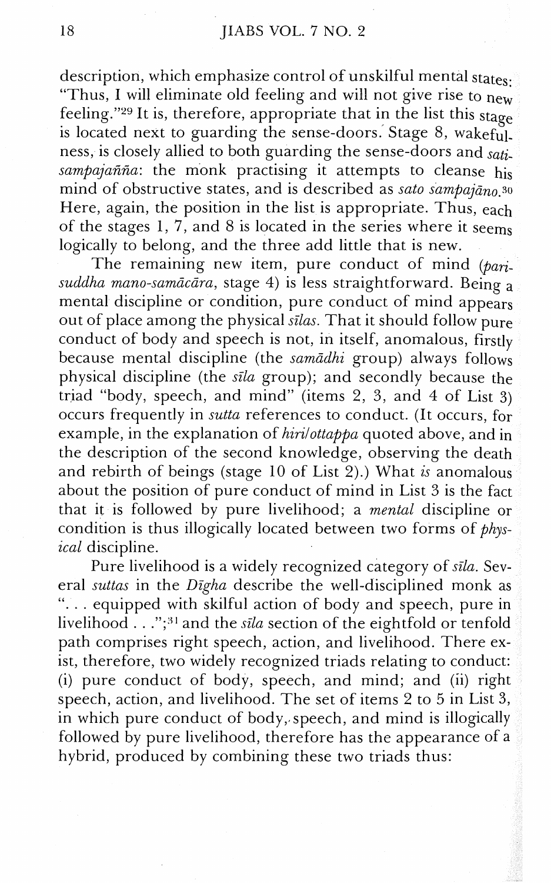description, which emphasize control of unskilful mental states: "Thus, I will eliminate old feeling and will not give rise to new feeling."[29] It is, therefore, appropriate that in the list this stage is located next to guarding the sense-doors. Stage 8, wakefulness, is closely allied to both guarding the sense-doors and *sati-sampajañña*: the monk practising it attempts to cleanse his mind of obstructive states, and is described as *sato sampajāno*.[30] Here, again, the position in the list is appropriate. Thus, each of the stages 1, 7, and 8 is located in the series where it seems logically to belong, and the three add little that is new.

The remaining new item, pure conduct of mind (*parisuddha mano-samācāra*, stage 4) is less straightforward. Being a mental discipline or condition, pure conduct of mind appears out of place among the physical *sīlas*. That it should follow pure conduct of body and speech is not, in itself, anomalous, firstly because mental discipline (the *samādhi* group) always follows physical discipline (the *sīla* group); and secondly because the triad "body, speech, and mind" (items 2, 3, and 4 of List 3) occurs frequently in *sutta* references to conduct. (It occurs, for example, in the explanation of *hiri/ottappa* quoted above, and in the description of the second knowledge, observing the death and rebirth of beings (stage 10 of List 2).) What *is* anomalous about the position of pure conduct of mind in List 3 is the fact that it is followed by pure livelihood; a *mental* discipline or condition is thus illogically located between two forms of *physical* discipline.

Pure livelihood is a widely recognized category of *sīla*. Several *suttas* in the *Dīgha* describe the well-disciplined monk as "... equipped with skilful action of body and speech, pure in livelihood ...";[31] and the *sīla* section of the eightfold or tenfold path comprises right speech, action, and livelihood. There exist, therefore, two widely recognized triads relating to conduct: (i) pure conduct of body, speech, and mind; and (ii) right speech, action, and livelihood. The set of items 2 to 5 in List 3, in which pure conduct of body, speech, and mind is illogically followed by pure livelihood, therefore has the appearance of a hybrid, produced by combining these two triads thus: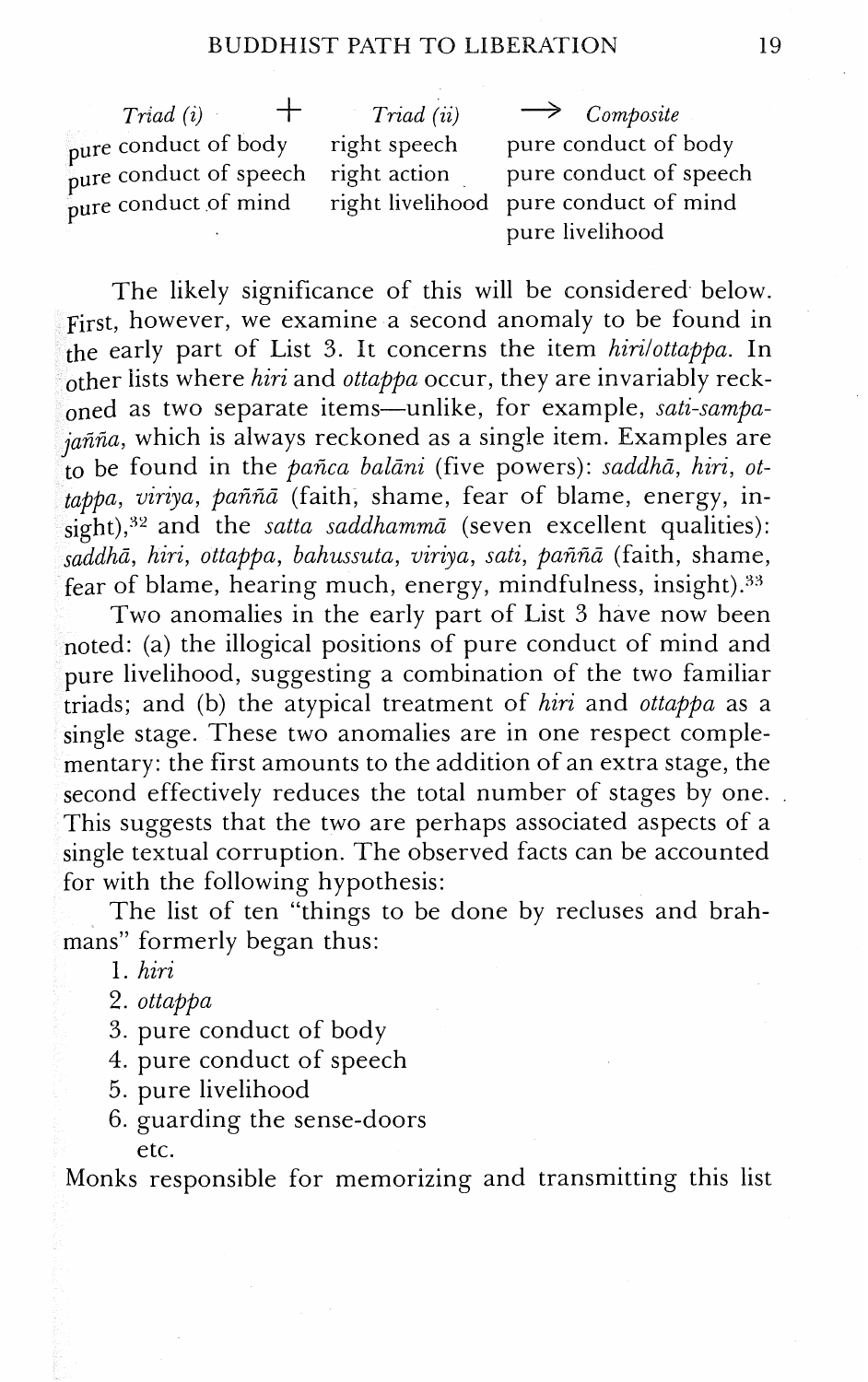| *Triad (i)* + | *Triad (ii)* | → *Composite* |
|---|---|---|
| pure conduct of body | right speech | pure conduct of body |
| pure conduct of speech | right action | pure conduct of speech |
| pure conduct of mind | right livelihood | pure conduct of mind |
| | | pure livelihood |

The likely significance of this will be considered below. First, however, we examine a second anomaly to be found in the early part of List 3. It concerns the item *hiri/ottappa*. In other lists where *hiri* and *ottappa* occur, they are invariably reckoned as two separate items—unlike, for example, *sati-sampajañña*, which is always reckoned as a single item. Examples are to be found in the *pañca balāni* (five powers): *saddhā, hiri, ottappa, viriya, paññā* (faith, shame, fear of blame, energy, insight),[32] and the *satta saddhammā* (seven excellent qualities): *saddhā, hiri, ottappa, bahussuta, viriya, sati, paññā* (faith, shame, fear of blame, hearing much, energy, mindfulness, insight).[33]

Two anomalies in the early part of List 3 have now been noted: (a) the illogical positions of pure conduct of mind and pure livelihood, suggesting a combination of the two familiar triads; and (b) the atypical treatment of *hiri* and *ottappa* as a single stage. These two anomalies are in one respect complementary: the first amounts to the addition of an extra stage, the second effectively reduces the total number of stages by one. This suggests that the two are perhaps associated aspects of a single textual corruption. The observed facts can be accounted for with the following hypothesis:

The list of ten "things to be done by recluses and brahmans" formerly began thus:

1. *hiri*
2. *ottappa*
3. pure conduct of body
4. pure conduct of speech
5. pure livelihood
6. guarding the sense-doors

   etc.

Monks responsible for memorizing and transmitting this list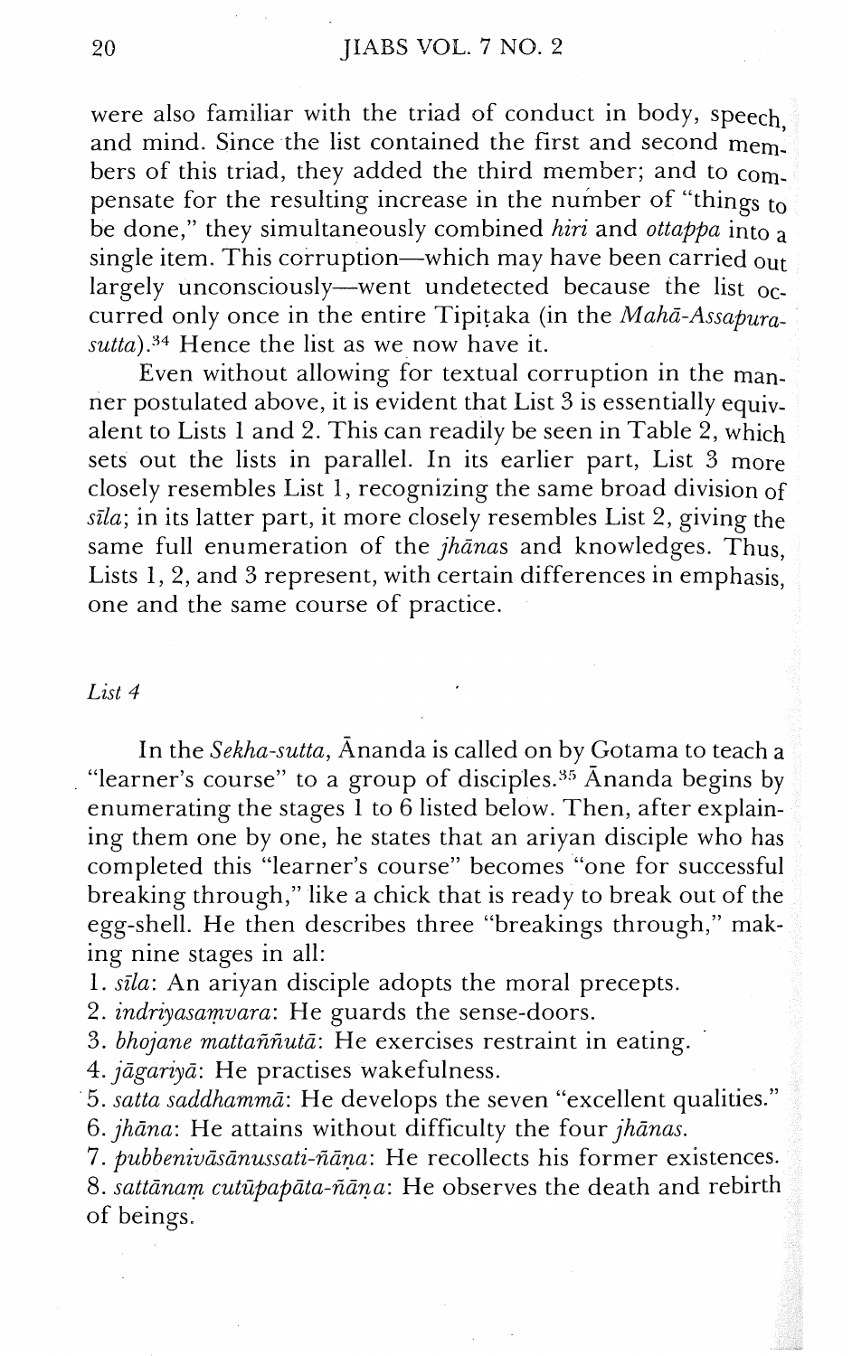were also familiar with the triad of conduct in body, speech, and mind. Since the list contained the first and second members of this triad, they added the third member; and to compensate for the resulting increase in the number of "things to be done," they simultaneously combined *hiri* and *ottappa* into a single item. This corruption—which may have been carried out largely unconsciously—went undetected because the list occurred only once in the entire Tipiṭaka (in the *Mahā-Assapura-sutta*).[34] Hence the list as we now have it.

Even without allowing for textual corruption in the manner postulated above, it is evident that List 3 is essentially equivalent to Lists 1 and 2. This can readily be seen in Table 2, which sets out the lists in parallel. In its earlier part, List 3 more closely resembles List 1, recognizing the same broad division of *sīla*; in its latter part, it more closely resembles List 2, giving the same full enumeration of the *jhāna*s and knowledges. Thus, Lists 1, 2, and 3 represent, with certain differences in emphasis, one and the same course of practice.

*List 4*

In the *Sekha-sutta*, Ānanda is called on by Gotama to teach a "learner's course" to a group of disciples.[35] Ānanda begins by enumerating the stages 1 to 6 listed below. Then, after explaining them one by one, he states that an ariyan disciple who has completed this "learner's course" becomes "one for successful breaking through," like a chick that is ready to break out of the egg-shell. He then describes three "breakings through," making nine stages in all:

1. *sīla*: An ariyan disciple adopts the moral precepts.
2. *indriyasaṃvara*: He guards the sense-doors.
3. *bhojane mattaññutā*: He exercises restraint in eating.
4. *jāgariyā*: He practises wakefulness.
5. *satta saddhammā*: He develops the seven "excellent qualities."
6. *jhāna*: He attains without difficulty the four *jhānas*.
7. *pubbenivāsānussati-ñāṇa*: He recollects his former existences.
8. *sattānaṃ cutūpapāta-ñāṇa*: He observes the death and rebirth of beings.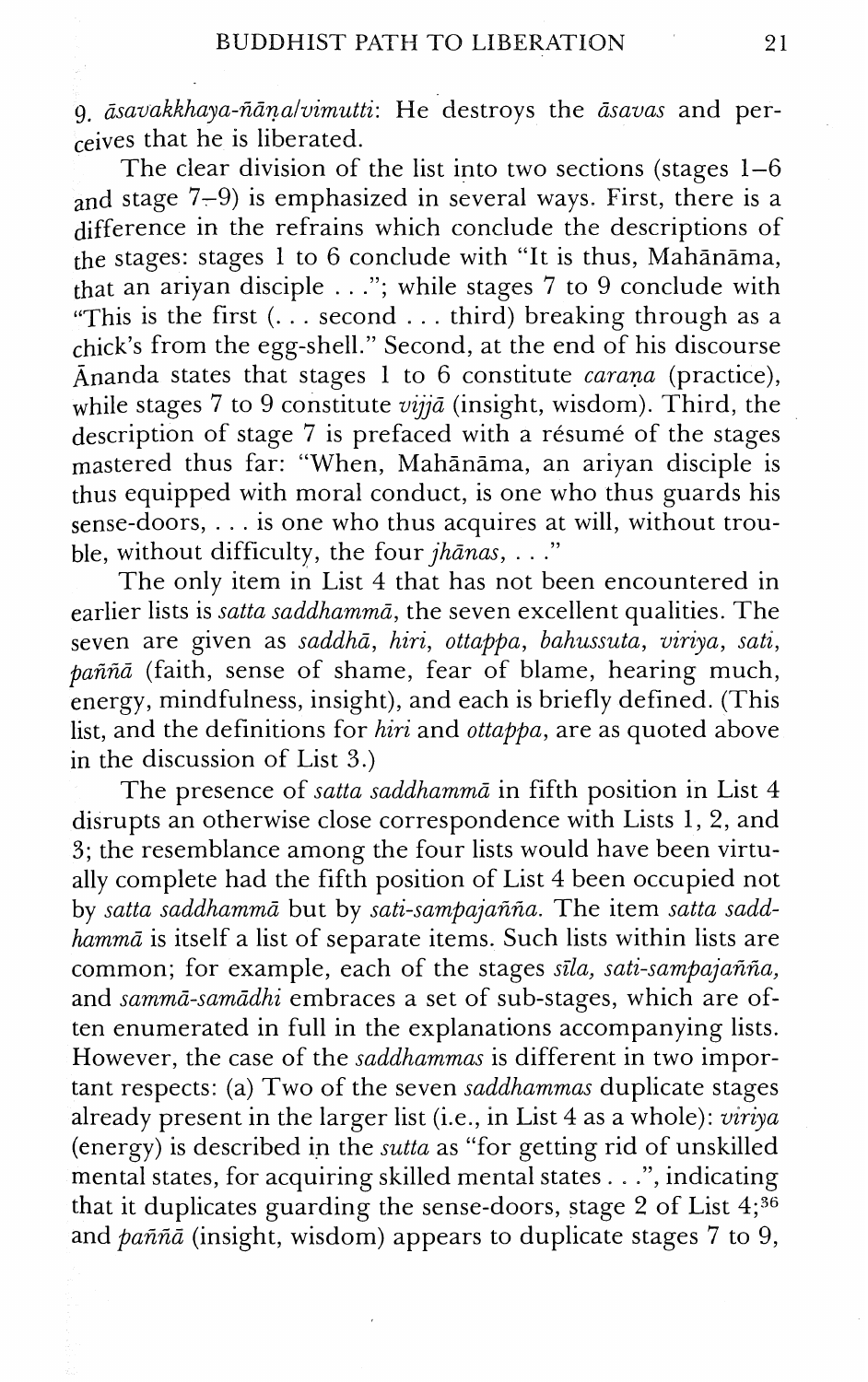9. *āsavakkhaya-ñāṇa/vimutti*: He destroys the *āsavas* and perceives that he is liberated.

The clear division of the list into two sections (stages 1–6 and stage 7–9) is emphasized in several ways. First, there is a difference in the refrains which conclude the descriptions of the stages: stages 1 to 6 conclude with "It is thus, Mahānāma, that an ariyan disciple . . ."; while stages 7 to 9 conclude with "This is the first (. . . second . . . third) breaking through as a chick's from the egg-shell." Second, at the end of his discourse Ānanda states that stages 1 to 6 constitute *caraṇa* (practice), while stages 7 to 9 constitute *vijjā* (insight, wisdom). Third, the description of stage 7 is prefaced with a résumé of the stages mastered thus far: "When, Mahānāma, an ariyan disciple is thus equipped with moral conduct, is one who thus guards his sense-doors, . . . is one who thus acquires at will, without trouble, without difficulty, the four *jhānas*, . . ."

The only item in List 4 that has not been encountered in earlier lists is *satta saddhammā*, the seven excellent qualities. The seven are given as *saddhā, hiri, ottappa, bahussuta, viriya, sati, paññā* (faith, sense of shame, fear of blame, hearing much, energy, mindfulness, insight), and each is briefly defined. (This list, and the definitions for *hiri* and *ottappa*, are as quoted above in the discussion of List 3.)

The presence of *satta saddhammā* in fifth position in List 4 disrupts an otherwise close correspondence with Lists 1, 2, and 3; the resemblance among the four lists would have been virtually complete had the fifth position of List 4 been occupied not by *satta saddhammā* but by *sati-sampajañña*. The item *satta saddhammā* is itself a list of separate items. Such lists within lists are common; for example, each of the stages *sīla, sati-sampajañña,* and *sammā-samādhi* embraces a set of sub-stages, which are often enumerated in full in the explanations accompanying lists. However, the case of the *saddhammas* is different in two important respects: (a) Two of the seven *saddhammas* duplicate stages already present in the larger list (i.e., in List 4 as a whole): *viriya* (energy) is described in the *sutta* as "for getting rid of unskilled mental states, for acquiring skilled mental states . . .", indicating that it duplicates guarding the sense-doors, stage 2 of List 4;[36] and *paññā* (insight, wisdom) appears to duplicate stages 7 to 9,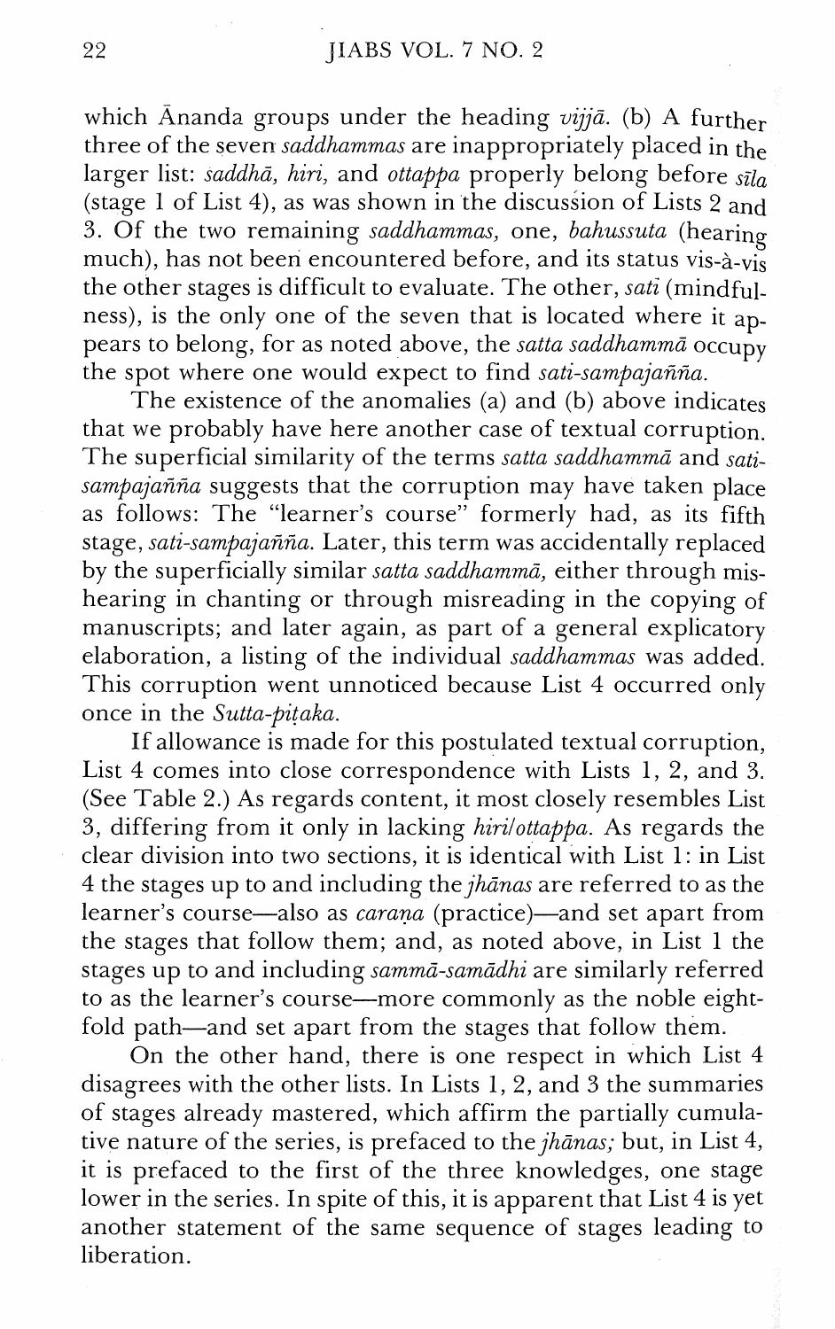which Ānanda groups under the heading *vijjā*. (b) A further three of the seven *saddhammas* are inappropriately placed in the larger list: *saddhā*, *hiri*, and *ottappa* properly belong before *sīla* (stage 1 of List 4), as was shown in the discussion of Lists 2 and 3. Of the two remaining *saddhammas*, one, *bahussuta* (hearing much), has not been encountered before, and its status vis-à-vis the other stages is difficult to evaluate. The other, *sati* (mindfulness), is the only one of the seven that is located where it appears to belong, for as noted above, the *satta saddhammā* occupy the spot where one would expect to find *sati-sampajañña*.

The existence of the anomalies (a) and (b) above indicates that we probably have here another case of textual corruption. The superficial similarity of the terms *satta saddhammā* and *sati-sampajañña* suggests that the corruption may have taken place as follows: The "learner's course" formerly had, as its fifth stage, *sati-sampajañña*. Later, this term was accidentally replaced by the superficially similar *satta saddhammā*, either through mishearing in chanting or through misreading in the copying of manuscripts; and later again, as part of a general explicatory elaboration, a listing of the individual *saddhammas* was added. This corruption went unnoticed because List 4 occurred only once in the *Sutta-piṭaka*.

If allowance is made for this postulated textual corruption, List 4 comes into close correspondence with Lists 1, 2, and 3. (See Table 2.) As regards content, it most closely resembles List 3, differing from it only in lacking *hiri/ottappa*. As regards the clear division into two sections, it is identical with List 1: in List 4 the stages up to and including the *jhānas* are referred to as the learner's course—also as *caraṇa* (practice)—and set apart from the stages that follow them; and, as noted above, in List 1 the stages up to and including *sammā-samādhi* are similarly referred to as the learner's course—more commonly as the noble eightfold path—and set apart from the stages that follow them.

On the other hand, there is one respect in which List 4 disagrees with the other lists. In Lists 1, 2, and 3 the summaries of stages already mastered, which affirm the partially cumulative nature of the series, is prefaced to the *jhānas*; but, in List 4, it is prefaced to the first of the three knowledges, one stage lower in the series. In spite of this, it is apparent that List 4 is yet another statement of the same sequence of stages leading to liberation.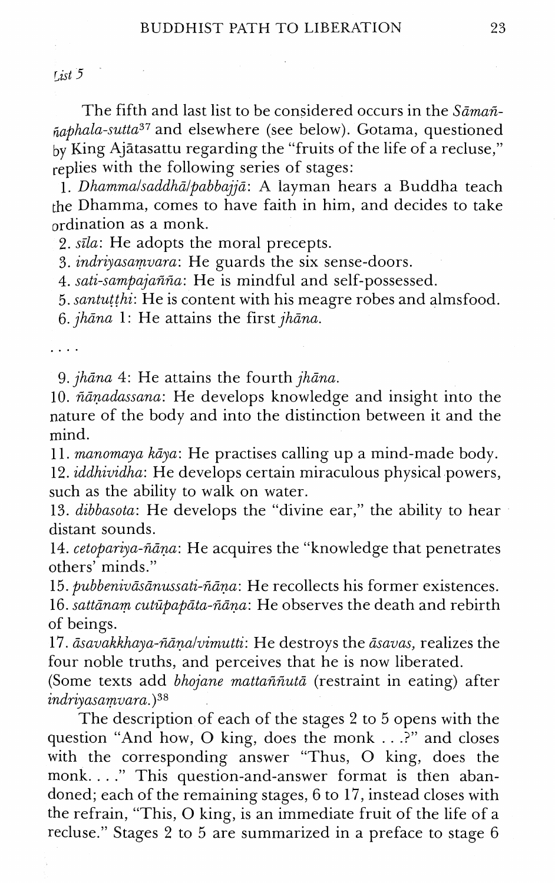*List 5*

The fifth and last list to be considered occurs in the *Sāmaññaphala-sutta*[37] and elsewhere (see below). Gotama, questioned by King Ajātasattu regarding the "fruits of the life of a recluse," replies with the following series of stages:

1. *Dhamma/saddhā/pabbajjā*: A layman hears a Buddha teach the Dhamma, comes to have faith in him, and decides to take ordination as a monk.
2. *sīla*: He adopts the moral precepts.
3. *indriyasaṃvara*: He guards the six sense-doors.
4. *sati-sampajañña*: He is mindful and self-possessed.
5. *santuṭṭhi*: He is content with his meagre robes and almsfood.
6. *jhāna* 1: He attains the first *jhāna*.

. . . .

9. *jhāna* 4: He attains the fourth *jhāna*.
10. *ñāṇadassana*: He develops knowledge and insight into the nature of the body and into the distinction between it and the mind.
11. *manomaya kāya*: He practises calling up a mind-made body.
12. *iddhividha*: He develops certain miraculous physical powers, such as the ability to walk on water.
13. *dibbasota*: He develops the "divine ear," the ability to hear distant sounds.
14. *cetopariya-ñāṇa*: He acquires the "knowledge that penetrates others' minds."
15. *pubbenivāsānussati-ñāṇa*: He recollects his former existences.
16. *sattānaṃ cutūpapāta-ñāṇa*: He observes the death and rebirth of beings.
17. *āsavakkhaya-ñāṇa/vimutti*: He destroys the *āsavas*, realizes the four noble truths, and perceives that he is now liberated.

(Some texts add *bhojane mattaññutā* (restraint in eating) after *indriyasaṃvara*.)[38]

The description of each of the stages 2 to 5 opens with the question "And how, O king, does the monk . . .?" and closes with the corresponding answer "Thus, O king, does the monk. . . ." This question-and-answer format is then abandoned; each of the remaining stages, 6 to 17, instead closes with the refrain, "This, O king, is an immediate fruit of the life of a recluse." Stages 2 to 5 are summarized in a preface to stage 6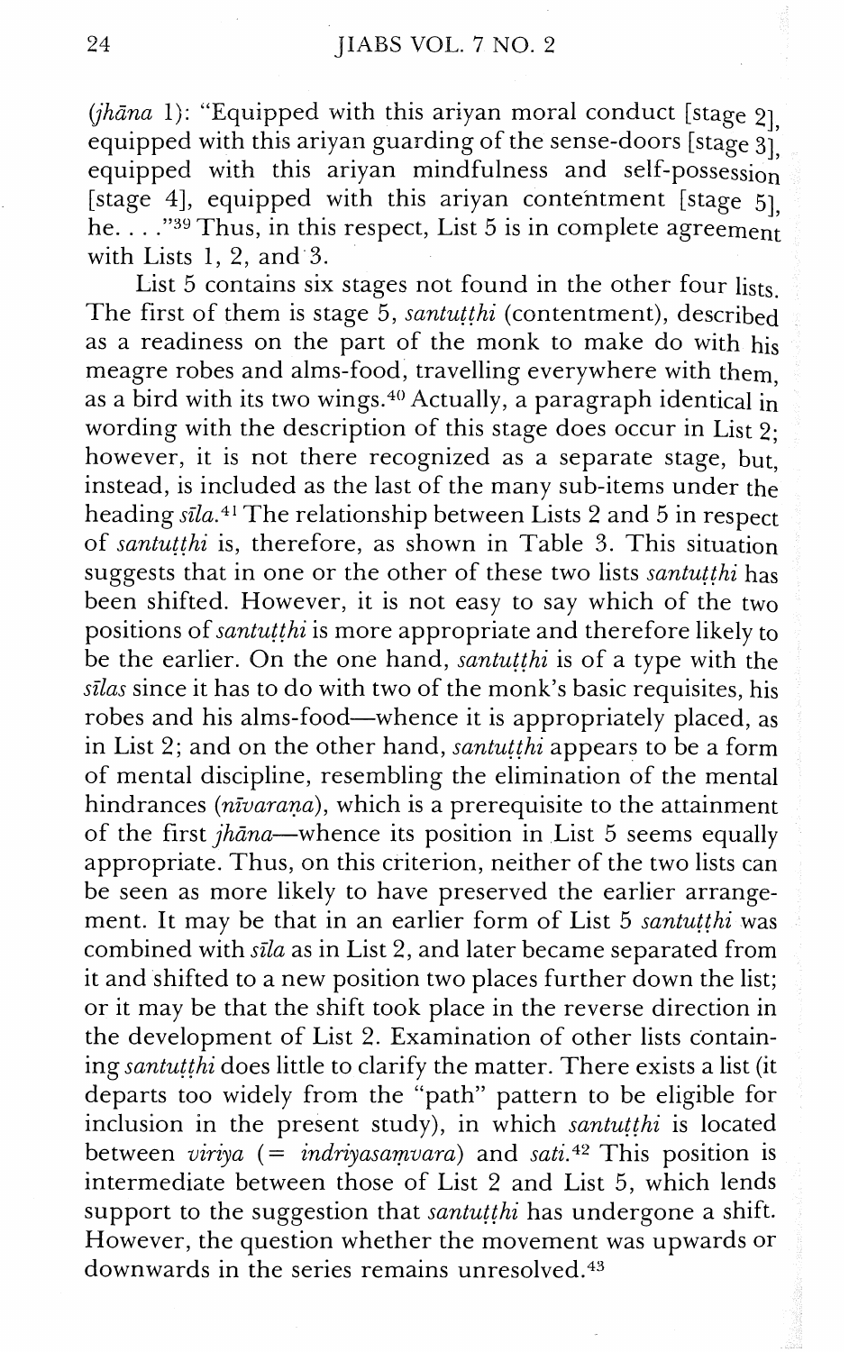(*jhāna* 1): "Equipped with this ariyan moral conduct [stage 2], equipped with this ariyan guarding of the sense-doors [stage 3], equipped with this ariyan mindfulness and self-possession [stage 4], equipped with this ariyan contentment [stage 5], he. . . ."[39] Thus, in this respect, List 5 is in complete agreement with Lists 1, 2, and 3.

List 5 contains six stages not found in the other four lists. The first of them is stage 5, *santuṭṭhi* (contentment), described as a readiness on the part of the monk to make do with his meagre robes and alms-food, travelling everywhere with them, as a bird with its two wings.[40] Actually, a paragraph identical in wording with the description of this stage does occur in List 2; however, it is not there recognized as a separate stage, but, instead, is included as the last of the many sub-items under the heading *sīla*.[41] The relationship between Lists 2 and 5 in respect of *santuṭṭhi* is, therefore, as shown in Table 3. This situation suggests that in one or the other of these two lists *santuṭṭhi* has been shifted. However, it is not easy to say which of the two positions of *santuṭṭhi* is more appropriate and therefore likely to be the earlier. On the one hand, *santuṭṭhi* is of a type with the *sīlas* since it has to do with two of the monk's basic requisites, his robes and his alms-food—whence it is appropriately placed, as in List 2; and on the other hand, *santuṭṭhi* appears to be a form of mental discipline, resembling the elimination of the mental hindrances (*nīvaraṇa*), which is a prerequisite to the attainment of the first *jhāna*—whence its position in List 5 seems equally appropriate. Thus, on this criterion, neither of the two lists can be seen as more likely to have preserved the earlier arrangement. It may be that in an earlier form of List 5 *santuṭṭhi* was combined with *sīla* as in List 2, and later became separated from it and shifted to a new position two places further down the list; or it may be that the shift took place in the reverse direction in the development of List 2. Examination of other lists containing *santuṭṭhi* does little to clarify the matter. There exists a list (it departs too widely from the "path" pattern to be eligible for inclusion in the present study), in which *santuṭṭhi* is located between *viriya* (= *indriyasaṃvara*) and *sati*.[42] This position is intermediate between those of List 2 and List 5, which lends support to the suggestion that *santuṭṭhi* has undergone a shift. However, the question whether the movement was upwards or downwards in the series remains unresolved.[43]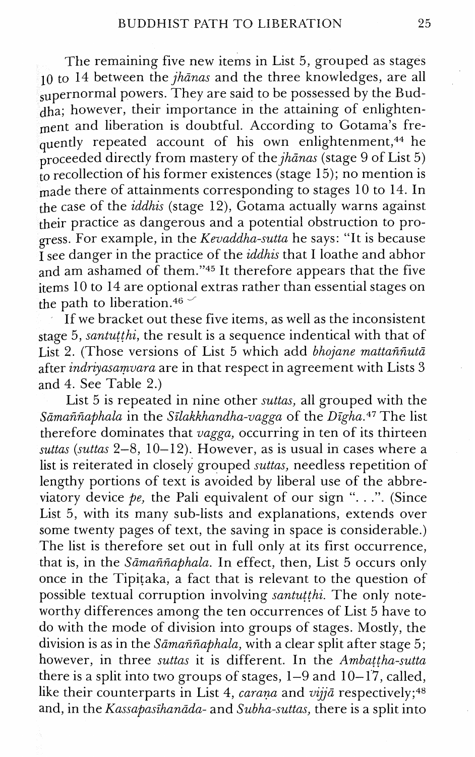The remaining five new items in List 5, grouped as stages 10 to 14 between the *jhānas* and the three knowledges, are all supernormal powers. They are said to be possessed by the Buddha; however, their importance in the attaining of enlightenment and liberation is doubtful. According to Gotama's frequently repeated account of his own enlightenment,[44] he proceeded directly from mastery of the *jhānas* (stage 9 of List 5) to recollection of his former existences (stage 15); no mention is made there of attainments corresponding to stages 10 to 14. In the case of the *iddhis* (stage 12), Gotama actually warns against their practice as dangerous and a potential obstruction to progress. For example, in the *Kevaddha-sutta* he says: "It is because I see danger in the practice of the *iddhis* that I loathe and abhor and am ashamed of them."[45] It therefore appears that the five items 10 to 14 are optional extras rather than essential stages on the path to liberation.[46]

If we bracket out these five items, as well as the inconsistent stage 5, *santuṭṭhi*, the result is a sequence indentical with that of List 2. (Those versions of List 5 which add *bhojane mattaññutā* after *indriyasaṃvara* are in that respect in agreement with Lists 3 and 4. See Table 2.)

List 5 is repeated in nine other *suttas*, all grouped with the *Sāmaññaphala* in the *Sīlakkhandha-vagga* of the *Dīgha*.[47] The list therefore dominates that *vagga*, occurring in ten of its thirteen *suttas* (*suttas* 2–8, 10–12). However, as is usual in cases where a list is reiterated in closely grouped *suttas*, needless repetition of lengthy portions of text is avoided by liberal use of the abbreviatory device *pe*, the Pali equivalent of our sign ". . .". (Since List 5, with its many sub-lists and explanations, extends over some twenty pages of text, the saving in space is considerable.) The list is therefore set out in full only at its first occurrence, that is, in the *Sāmaññaphala*. In effect, then, List 5 occurs only once in the Tipiṭaka, a fact that is relevant to the question of possible textual corruption involving *santuṭṭhi*. The only noteworthy differences among the ten occurrences of List 5 have to do with the mode of division into groups of stages. Mostly, the division is as in the *Sāmaññaphala*, with a clear split after stage 5; however, in three *suttas* it is different. In the *Ambaṭṭha-sutta* there is a split into two groups of stages, 1–9 and 10–17, called, like their counterparts in List 4, *caraṇa* and *vijjā* respectively;[48] and, in the *Kassapasīhanāda-* and *Subha-suttas*, there is a split into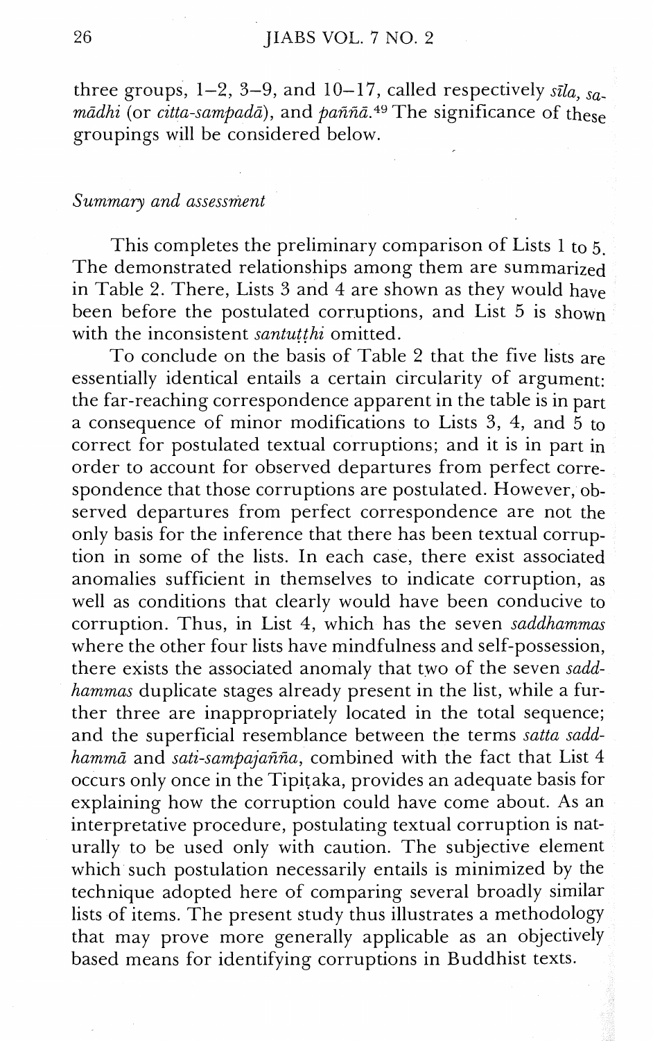three groups, 1–2, 3–9, and 10–17, called respectively *sīla*, *samādhi* (or *citta-sampadā*), and *paññā*.[49] The significance of these groupings will be considered below.

*Summary and assessment*

This completes the preliminary comparison of Lists 1 to 5. The demonstrated relationships among them are summarized in Table 2. There, Lists 3 and 4 are shown as they would have been before the postulated corruptions, and List 5 is shown with the inconsistent *santuṭṭhi* omitted.

To conclude on the basis of Table 2 that the five lists are essentially identical entails a certain circularity of argument: the far-reaching correspondence apparent in the table is in part a consequence of minor modifications to Lists 3, 4, and 5 to correct for postulated textual corruptions; and it is in part in order to account for observed departures from perfect correspondence that those corruptions are postulated. However, observed departures from perfect correspondence are not the only basis for the inference that there has been textual corruption in some of the lists. In each case, there exist associated anomalies sufficient in themselves to indicate corruption, as well as conditions that clearly would have been conducive to corruption. Thus, in List 4, which has the seven *saddhammas* where the other four lists have mindfulness and self-possession, there exists the associated anomaly that two of the seven *saddhammas* duplicate stages already present in the list, while a further three are inappropriately located in the total sequence; and the superficial resemblance between the terms *satta saddhammā* and *sati-sampajañña*, combined with the fact that List 4 occurs only once in the Tipiṭaka, provides an adequate basis for explaining how the corruption could have come about. As an interpretative procedure, postulating textual corruption is naturally to be used only with caution. The subjective element which such postulation necessarily entails is minimized by the technique adopted here of comparing several broadly similar lists of items. The present study thus illustrates a methodology that may prove more generally applicable as an objectively based means for identifying corruptions in Buddhist texts.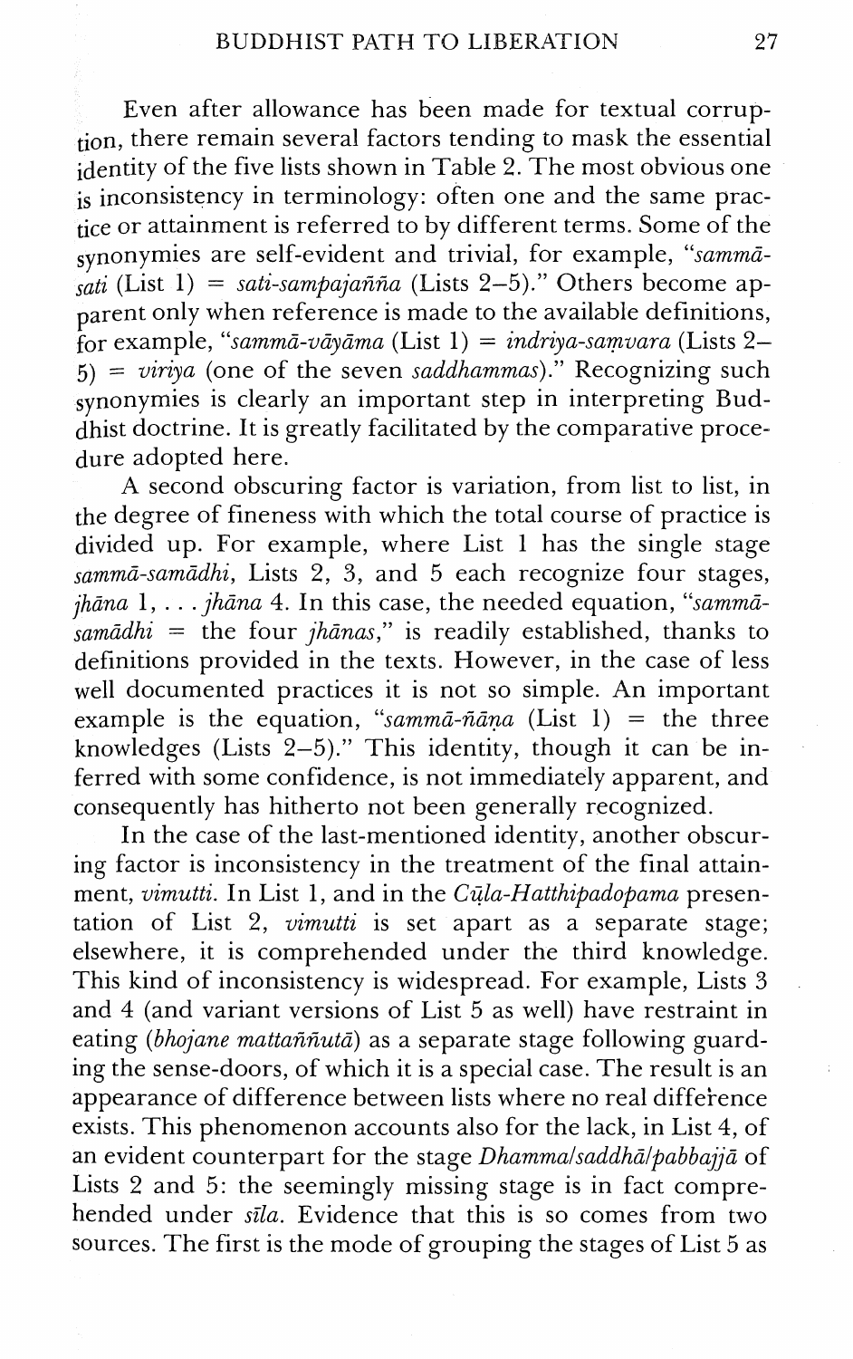Even after allowance has been made for textual corruption, there remain several factors tending to mask the essential identity of the five lists shown in Table 2. The most obvious one is inconsistency in terminology: often one and the same practice or attainment is referred to by different terms. Some of the synonymies are self-evident and trivial, for example, "*sammā-sati* (List 1) = *sati-sampajañña* (Lists 2–5)." Others become apparent only when reference is made to the available definitions, for example, "*sammā-vāyāma* (List 1) = *indriya-saṃvara* (Lists 2–5) = *viriya* (one of the seven *saddhammas*)." Recognizing such synonymies is clearly an important step in interpreting Buddhist doctrine. It is greatly facilitated by the comparative procedure adopted here.

A second obscuring factor is variation, from list to list, in the degree of fineness with which the total course of practice is divided up. For example, where List 1 has the single stage *sammā-samādhi*, Lists 2, 3, and 5 each recognize four stages, *jhāna* 1, . . . *jhāna* 4. In this case, the needed equation, "*sammā-samādhi* = the four *jhānas*," is readily established, thanks to definitions provided in the texts. However, in the case of less well documented practices it is not so simple. An important example is the equation, "*sammā-ñāṇa* (List 1) = the three knowledges (Lists 2–5)." This identity, though it can be inferred with some confidence, is not immediately apparent, and consequently has hitherto not been generally recognized.

In the case of the last-mentioned identity, another obscuring factor is inconsistency in the treatment of the final attainment, *vimutti*. In List 1, and in the *Cūḷa-Hatthipadopama* presentation of List 2, *vimutti* is set apart as a separate stage; elsewhere, it is comprehended under the third knowledge. This kind of inconsistency is widespread. For example, Lists 3 and 4 (and variant versions of List 5 as well) have restraint in eating (*bhojane mattaññutā*) as a separate stage following guarding the sense-doors, of which it is a special case. The result is an appearance of difference between lists where no real difference exists. This phenomenon accounts also for the lack, in List 4, of an evident counterpart for the stage *Dhamma/saddhā/pabbajjā* of Lists 2 and 5: the seemingly missing stage is in fact comprehended under *sīla*. Evidence that this is so comes from two sources. The first is the mode of grouping the stages of List 5 as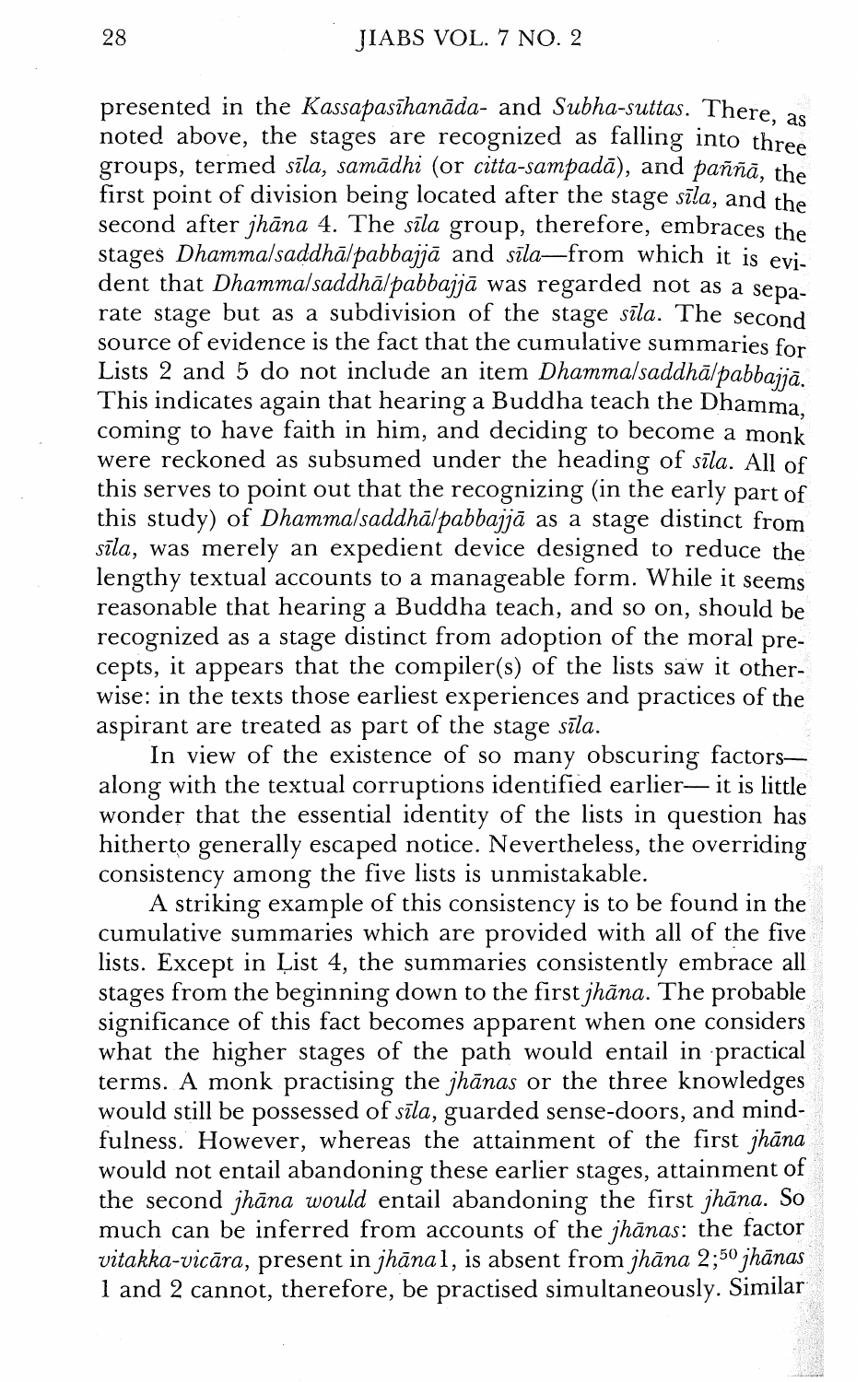presented in the *Kassapasīhanāda-* and *Subha-suttas*. There, as noted above, the stages are recognized as falling into three groups, termed *sīla*, *samādhi* (or *citta-sampadā*), and *paññā*, the first point of division being located after the stage *sīla*, and the second after *jhāna* 4. The *sīla* group, therefore, embraces the stages *Dhamma/saddhā/pabbajjā* and *sīla*—from which it is evident that *Dhamma/saddhā/pabbajjā* was regarded not as a separate stage but as a subdivision of the stage *sīla*. The second source of evidence is the fact that the cumulative summaries for Lists 2 and 5 do not include an item *Dhamma/saddhā/pabbajjā*. This indicates again that hearing a Buddha teach the Dhamma, coming to have faith in him, and deciding to become a monk were reckoned as subsumed under the heading of *sīla*. All of this serves to point out that the recognizing (in the early part of this study) of *Dhamma/saddhā/pabbajjā* as a stage distinct from *sīla*, was merely an expedient device designed to reduce the lengthy textual accounts to a manageable form. While it seems reasonable that hearing a Buddha teach, and so on, should be recognized as a stage distinct from adoption of the moral precepts, it appears that the compiler(s) of the lists saw it otherwise: in the texts those earliest experiences and practices of the aspirant are treated as part of the stage *sīla*.

In view of the existence of so many obscuring factors—along with the textual corruptions identified earlier—it is little wonder that the essential identity of the lists in question has hitherto generally escaped notice. Nevertheless, the overriding consistency among the five lists is unmistakable.

A striking example of this consistency is to be found in the cumulative summaries which are provided with all of the five lists. Except in List 4, the summaries consistently embrace all stages from the beginning down to the first *jhāna*. The probable significance of this fact becomes apparent when one considers what the higher stages of the path would entail in practical terms. A monk practising the *jhānas* or the three knowledges would still be possessed of *sīla*, guarded sense-doors, and mindfulness. However, whereas the attainment of the first *jhāna* would not entail abandoning these earlier stages, attainment of the second *jhāna* *would* entail abandoning the first *jhāna*. So much can be inferred from accounts of the *jhānas*: the factor *vitakka-vicāra*, present in *jhāna* 1, is absent from *jhāna* 2;[50] *jhānas* 1 and 2 cannot, therefore, be practised simultaneously. Similar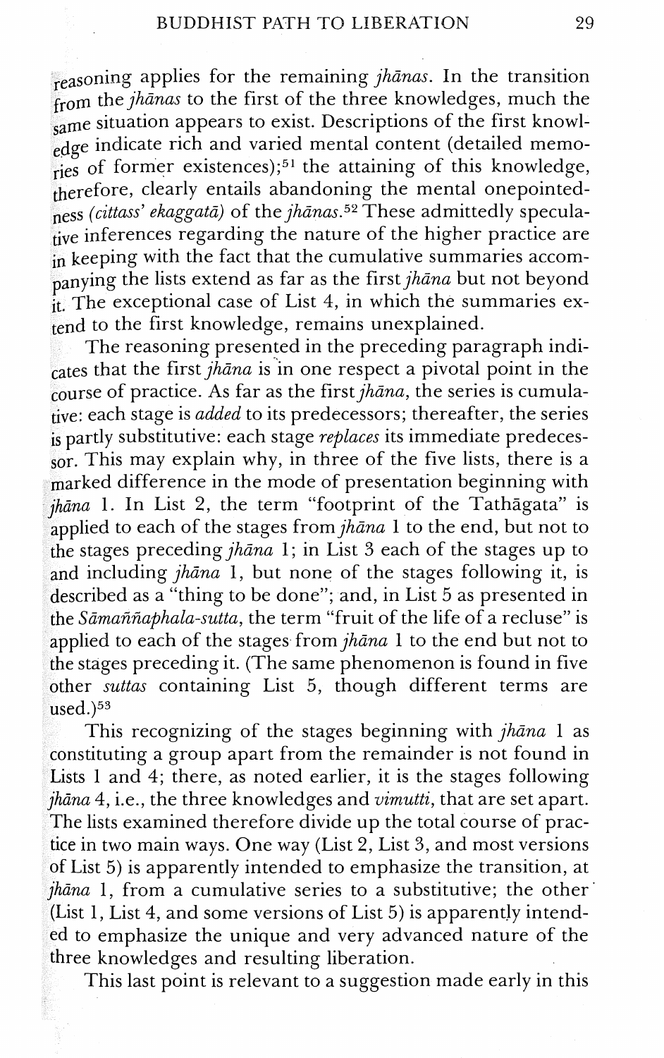reasoning applies for the remaining *jhānas*. In the transition from the *jhānas* to the first of the three knowledges, much the same situation appears to exist. Descriptions of the first knowledge indicate rich and varied mental content (detailed memories of former existences);[51] the attaining of this knowledge, therefore, clearly entails abandoning the mental onepointedness *(cittass' ekaggatā)* of the *jhānas*.[52] These admittedly speculative inferences regarding the nature of the higher practice are in keeping with the fact that the cumulative summaries accompanying the lists extend as far as the first *jhāna* but not beyond it. The exceptional case of List 4, in which the summaries extend to the first knowledge, remains unexplained.

The reasoning presented in the preceding paragraph indicates that the first *jhāna* is in one respect a pivotal point in the course of practice. As far as the first *jhāna*, the series is cumulative: each stage is *added* to its predecessors; thereafter, the series is partly substitutive: each stage *replaces* its immediate predecessor. This may explain why, in three of the five lists, there is a marked difference in the mode of presentation beginning with *jhāna* 1. In List 2, the term "footprint of the Tathāgata" is applied to each of the stages from *jhāna* 1 to the end, but not to the stages preceding *jhāna* 1; in List 3 each of the stages up to and including *jhāna* 1, but none of the stages following it, is described as a "thing to be done"; and, in List 5 as presented in the *Sāmaññaphala-sutta*, the term "fruit of the life of a recluse" is applied to each of the stages from *jhāna* 1 to the end but not to the stages preceding it. (The same phenomenon is found in five other *suttas* containing List 5, though different terms are used.)[53]

This recognizing of the stages beginning with *jhāna* 1 as constituting a group apart from the remainder is not found in Lists 1 and 4; there, as noted earlier, it is the stages following *jhāna* 4, i.e., the three knowledges and *vimutti*, that are set apart. The lists examined therefore divide up the total course of practice in two main ways. One way (List 2, List 3, and most versions of List 5) is apparently intended to emphasize the transition, at *jhāna* 1, from a cumulative series to a substitutive; the other (List 1, List 4, and some versions of List 5) is apparently intended to emphasize the unique and very advanced nature of the three knowledges and resulting liberation.

This last point is relevant to a suggestion made early in this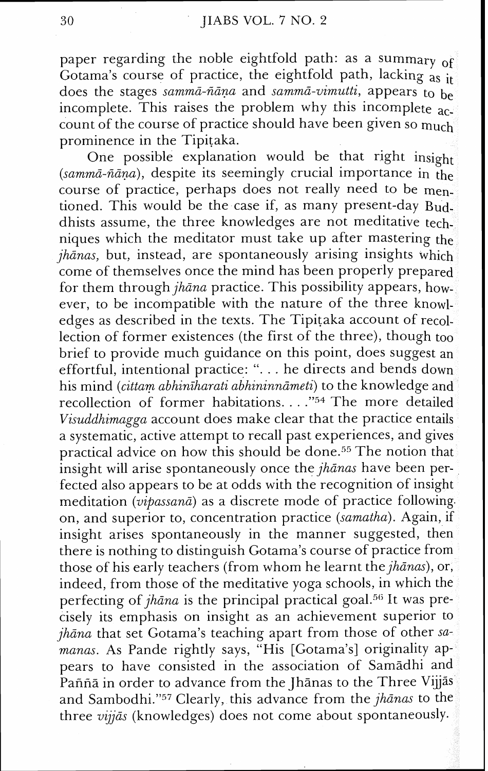paper regarding the noble eightfold path: as a summary of Gotama's course of practice, the eightfold path, lacking as it does the stages *sammā-ñāṇa* and *sammā-vimutti*, appears to be incomplete. This raises the problem why this incomplete account of the course of practice should have been given so much prominence in the Tipiṭaka.

One possible explanation would be that right insight (*sammā-ñāṇa*), despite its seemingly crucial importance in the course of practice, perhaps does not really need to be mentioned. This would be the case if, as many present-day Buddhists assume, the three knowledges are not meditative techniques which the meditator must take up after mastering the *jhānas,* but, instead, are spontaneously arising insights which come of themselves once the mind has been properly prepared for them through *jhāna* practice. This possibility appears, however, to be incompatible with the nature of the three knowledges as described in the texts. The Tipiṭaka account of recollection of former existences (the first of the three), though too brief to provide much guidance on this point, does suggest an effortful, intentional practice: ". . . he directs and bends down his mind (*cittaṃ abhinīharati abhininnāmeti*) to the knowledge and recollection of former habitations. . . ."[54] The more detailed *Visuddhimagga* account does make clear that the practice entails a systematic, active attempt to recall past experiences, and gives practical advice on how this should be done.[55] The notion that insight will arise spontaneously once the *jhānas* have been perfected also appears to be at odds with the recognition of insight meditation (*vipassanā*) as a discrete mode of practice following on, and superior to, concentration practice (*samatha*). Again, if insight arises spontaneously in the manner suggested, then there is nothing to distinguish Gotama's course of practice from those of his early teachers (from whom he learnt the *jhānas*), or, indeed, from those of the meditative yoga schools, in which the perfecting of *jhāna* is the principal practical goal.[56] It was precisely its emphasis on insight as an achievement superior to *jhāna* that set Gotama's teaching apart from those of other *samanas.* As Pande rightly says, "His [Gotama's] originality appears to have consisted in the association of Samādhi and Paññā in order to advance from the Jhānas to the Three Vijjās and Sambodhi."[57] Clearly, this advance from the *jhānas* to the three *vijjās* (knowledges) does not come about spontaneously.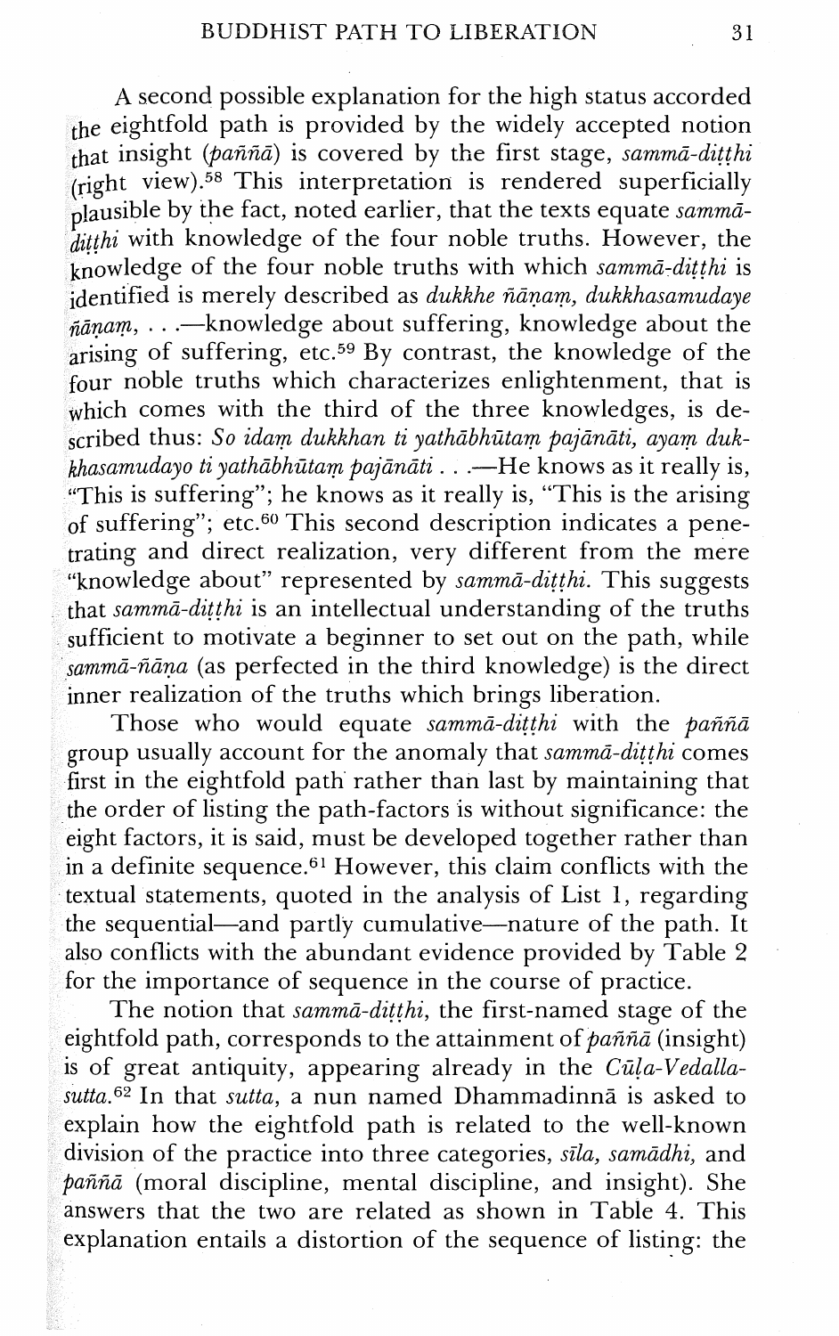A second possible explanation for the high status accorded the eightfold path is provided by the widely accepted notion that insight (*paññā*) is covered by the first stage, *sammā-diṭṭhi* (right view).[58] This interpretation is rendered superficially plausible by the fact, noted earlier, that the texts equate *sammā-diṭṭhi* with knowledge of the four noble truths. However, the knowledge of the four noble truths with which *sammā-diṭṭhi* is identified is merely described as *dukkhe ñāṇaṃ, dukkhasamudaye ñāṇaṃ, . . .*—knowledge about suffering, knowledge about the arising of suffering, etc.[59] By contrast, the knowledge of the four noble truths which characterizes enlightenment, that is which comes with the third of the three knowledges, is described thus: *So idaṃ dukkhan ti yathābhūtaṃ pajānāti, ayaṃ dukkhasamudayo ti yathābhūtaṃ pajānāti . . .*—He knows as it really is, "This is suffering"; he knows as it really is, "This is the arising of suffering"; etc.[60] This second description indicates a penetrating and direct realization, very different from the mere "knowledge about" represented by *sammā-diṭṭhi.* This suggests that *sammā-diṭṭhi* is an intellectual understanding of the truths sufficient to motivate a beginner to set out on the path, while *sammā-ñāṇa* (as perfected in the third knowledge) is the direct inner realization of the truths which brings liberation.

Those who would equate *sammā-diṭṭhi* with the *paññā* group usually account for the anomaly that *sammā-diṭṭhi* comes first in the eightfold path rather than last by maintaining that the order of listing the path-factors is without significance: the eight factors, it is said, must be developed together rather than in a definite sequence.[61] However, this claim conflicts with the textual statements, quoted in the analysis of List 1, regarding the sequential—and partly cumulative—nature of the path. It also conflicts with the abundant evidence provided by Table 2 for the importance of sequence in the course of practice.

The notion that *sammā-diṭṭhi,* the first-named stage of the eightfold path, corresponds to the attainment of *paññā* (insight) is of great antiquity, appearing already in the *Cūḷa-Vedalla-sutta.*[62] In that *sutta,* a nun named Dhammadinnā is asked to explain how the eightfold path is related to the well-known division of the practice into three categories, *sīla, samādhi,* and *paññā* (moral discipline, mental discipline, and insight). She answers that the two are related as shown in Table 4. This explanation entails a distortion of the sequence of listing: the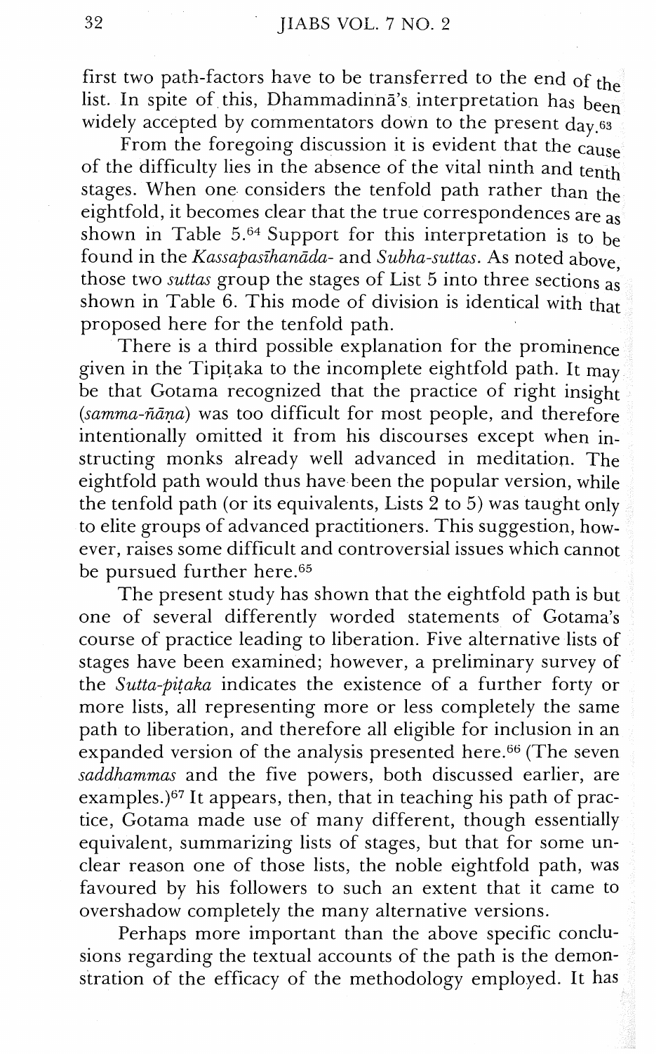first two path-factors have to be transferred to the end of the list. In spite of this, Dhammadinnā's interpretation has been widely accepted by commentators down to the present day.[63]

From the foregoing discussion it is evident that the cause of the difficulty lies in the absence of the vital ninth and tenth stages. When one considers the tenfold path rather than the eightfold, it becomes clear that the true correspondences are as shown in Table 5.[64] Support for this interpretation is to be found in the *Kassapasīhanāda-* and *Subha-suttas*. As noted above, those two *suttas* group the stages of List 5 into three sections as shown in Table 6. This mode of division is identical with that proposed here for the tenfold path.

There is a third possible explanation for the prominence given in the Tipiṭaka to the incomplete eightfold path. It may be that Gotama recognized that the practice of right insight (*samma-ñāṇa*) was too difficult for most people, and therefore intentionally omitted it from his discourses except when instructing monks already well advanced in meditation. The eightfold path would thus have been the popular version, while the tenfold path (or its equivalents, Lists 2 to 5) was taught only to elite groups of advanced practitioners. This suggestion, however, raises some difficult and controversial issues which cannot be pursued further here.[65]

The present study has shown that the eightfold path is but one of several differently worded statements of Gotama's course of practice leading to liberation. Five alternative lists of stages have been examined; however, a preliminary survey of the *Sutta-piṭaka* indicates the existence of a further forty or more lists, all representing more or less completely the same path to liberation, and therefore all eligible for inclusion in an expanded version of the analysis presented here.[66] (The seven *saddhammas* and the five powers, both discussed earlier, are examples.)[67] It appears, then, that in teaching his path of practice, Gotama made use of many different, though essentially equivalent, summarizing lists of stages, but that for some unclear reason one of those lists, the noble eightfold path, was favoured by his followers to such an extent that it came to overshadow completely the many alternative versions.

Perhaps more important than the above specific conclusions regarding the textual accounts of the path is the demonstration of the efficacy of the methodology employed. It has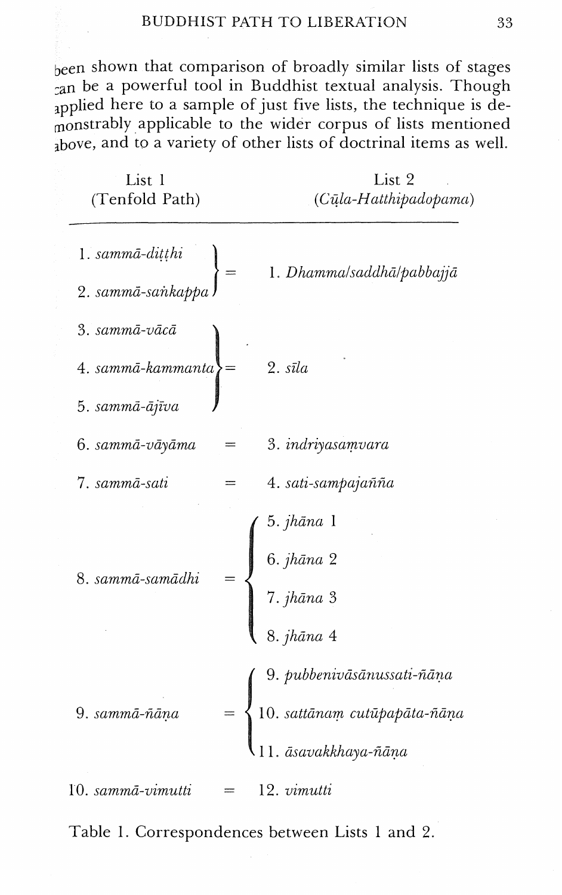been shown that comparison of broadly similar lists of stages can be a powerful tool in Buddhist textual analysis. Though applied here to a sample of just five lists, the technique is demonstrably applicable to the wider corpus of lists mentioned above, and to a variety of other lists of doctrinal items as well.

| List 1 (Tenfold Path) | | List 2 (*Cūḷa-Hatthipadopama*) |
|---|---|---|
| 1. *sammā-diṭṭhi* <br> 2. *sammā-saṅkappa* | = | 1. *Dhamma/saddhā/pabbajjā* |
| 3. *sammā-vācā* <br> 4. *sammā-kammanta* <br> 5. *sammā-ājīva* | = | 2. *sīla* |
| 6. *sammā-vāyāma* | = | 3. *indriyasaṃvara* |
| 7. *sammā-sati* | = | 4. *sati-sampajañña* |
| 8. *sammā-samādhi* | = | 5. *jhāna* 1 <br> 6. *jhāna* 2 <br> 7. *jhāna* 3 <br> 8. *jhāna* 4 |
| 9. *sammā-ñāṇa* | = | 9. *pubbenivāsānussati-ñāṇa* <br> 10. *sattānaṃ cutūpapāta-ñāṇa* <br> 11. *āsavakkhaya-ñāṇa* |
| 10. *sammā-vimutti* | = | 12. *vimutti* |

Table 1. Correspondences between Lists 1 and 2.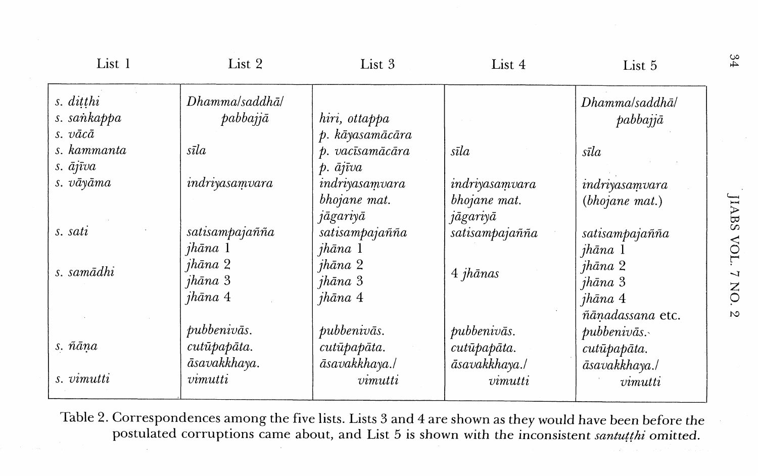| List 1 | List 2 | List 3 | List 4 | List 5 |
|---|---|---|---|---|
| *s. diṭṭhi* | *Dhamma/saddhā/* | | | *Dhamma/saddhā/* |
| *s. saṅkappa* | *pabbajjā* | *hiri, ottappa* | | *pabbajjā* |
| *s. vācā* | | *p. kāyasamācāra* | | |
| *s. kammanta* | *sīla* | *p. vacīsamācāra* | *sīla* | *sīla* |
| *s. ājīva* | | *p. ājīva* | | |
| *s. vāyāma* | *indriyasaṃvara* | *indriyasaṃvara* | *indriyasaṃvara* | *indriyasaṃvara* |
| | | *bhojane mat.* | *bhojane mat.* | (*bhojane mat.*) |
| | | *jāgariyā* | *jāgariyā* | |
| *s. sati* | *satisampajañña* | *satisampajañña* | *satisampajañña* | *satisampajañña* |
| | *jhāna* 1 | *jhāna* 1 | | *jhāna* 1 |
| *s. samādhi* | *jhāna* 2 | *jhāna* 2 | 4 *jhānas* | *jhāna* 2 |
| | *jhāna* 3 | *jhāna* 3 | | *jhāna* 3 |
| | *jhāna* 4 | *jhāna* 4 | | *jhāna* 4 |
| | | | | *ñāṇadassana* etc. |
| | *pubbenivās.* | *pubbenivās.* | *pubbenivās.* | *pubbenivās.* |
| *s. ñāṇa* | *cutūpapāta.* | *cutūpapāta.* | *cutūpapāta.* | *cutūpapāta.* |
| | *āsavakkhaya.* | *āsavakkhaya./* | *āsavakkhaya./* | *āsavakkhaya./* |
| *s. vimutti* | *vimutti* | *vimutti* | *vimutti* | *vimutti* |

Table 2. Correspondences among the five lists. Lists 3 and 4 are shown as they would have been before the postulated corruptions came about, and List 5 is shown with the inconsistent *santuṭṭhi* omitted.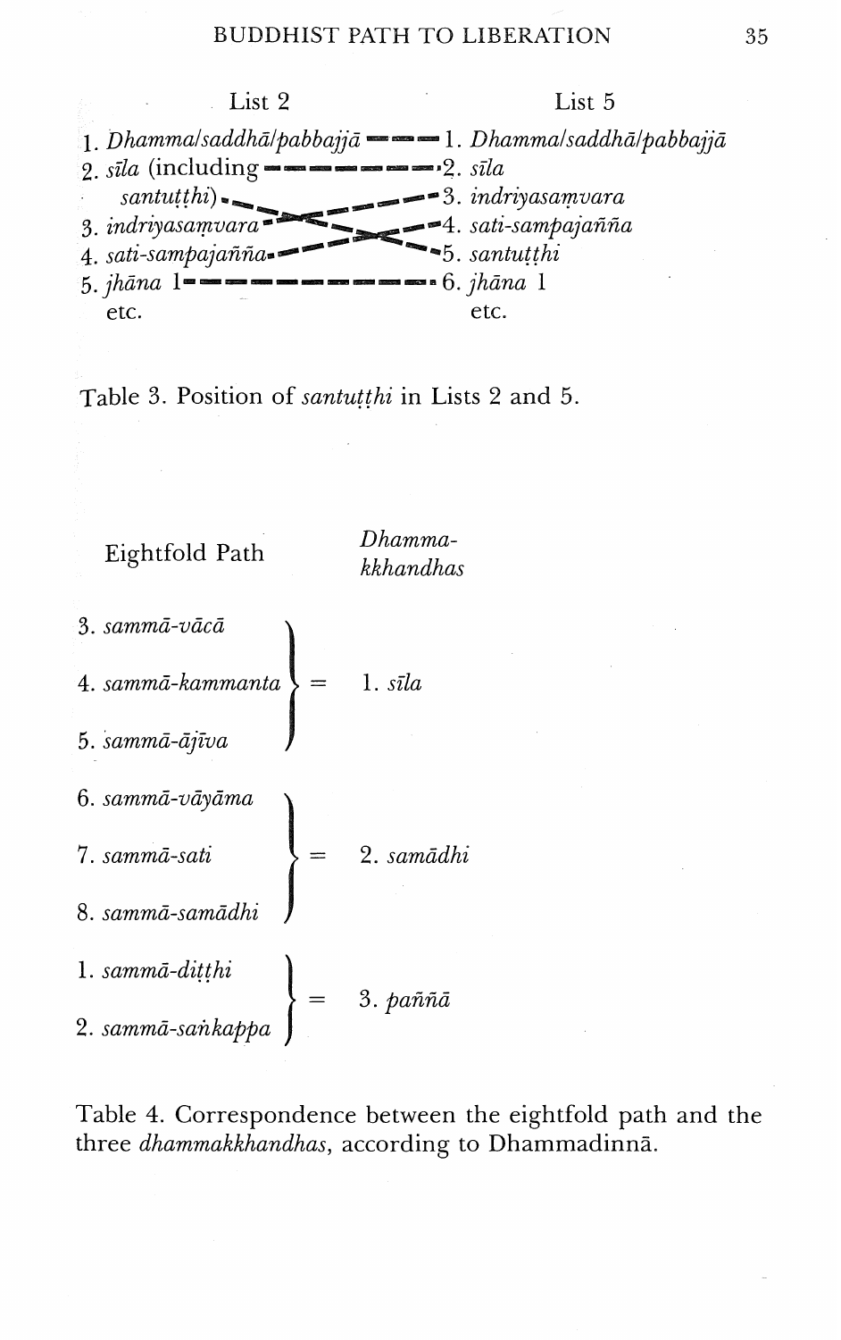| List 2 | List 5 |
|---|---|
| 1. *Dhamma/saddhā/pabbajjā* | 1. *Dhamma/saddhā/pabbajjā* |
| 2. *sīla* (including *santuṭṭhi*) | 2. *sīla* |
| 3. *indriyasaṃvara* | 3. *indriyasaṃvara* |
| 4. *sati-sampajañña* | 4. *sati-sampajañña* |
| | 5. *santuṭṭhi* |
| 5. *jhāna* 1 | 6. *jhāna* 1 |
| etc. | etc. |

Table 3. Position of *santuṭṭhi* in Lists 2 and 5.

| Eightfold Path | | *Dhamma-kkhandhas* |
|---|---|---|
| 3. *sammā-vācā* 4. *sammā-kammanta* 5. *sammā-ājīva* | = | 1. *sīla* |
| 6. *sammā-vāyāma* 7. *sammā-sati* 8. *sammā-samādhi* | = | 2. *samādhi* |
| 1. *sammā-diṭṭhi* 2. *sammā-saṅkappa* | = | 3. *paññā* |

Table 4. Correspondence between the eightfold path and the three *dhammakkhandhas*, according to Dhammadinnā.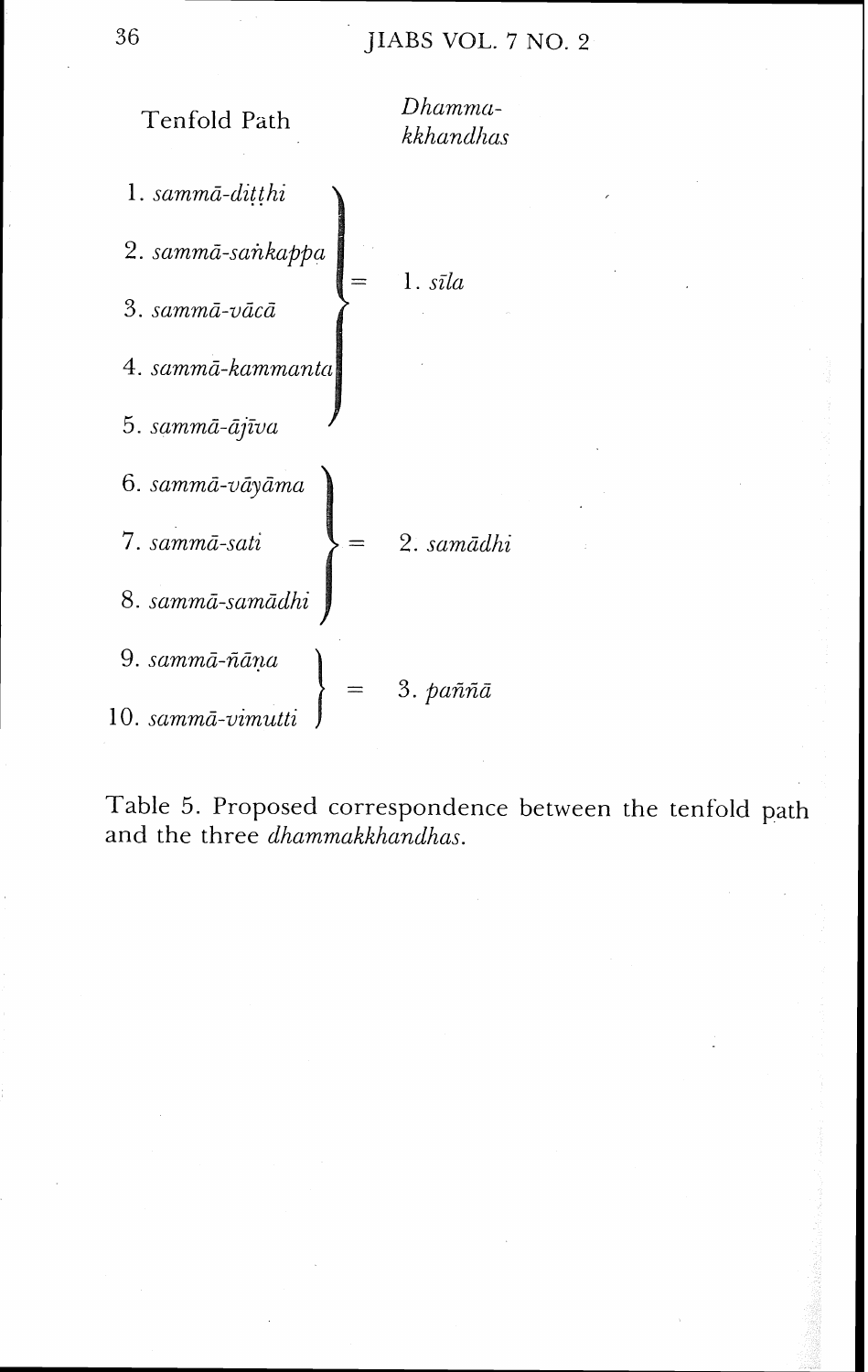| Tenfold Path | | *Dhamma-kkhandhas* |
|---|---|---|
| 1. *sammā-diṭṭhi* | | |
| 2. *sammā-saṅkappa* | | |
| 3. *sammā-vācā* | = | 1. *sīla* |
| 4. *sammā-kammanta* | | |
| 5. *sammā-ājīva* | | |
| 6. *sammā-vāyāma* | | |
| 7. *sammā-sati* | = | 2. *samādhi* |
| 8. *sammā-samādhi* | | |
| 9. *sammā-ñāṇa* | = | 3. *paññā* |
| 10. *sammā-vimutti* | | |

Table 5. Proposed correspondence between the tenfold path and the three *dhammakkhandhas*.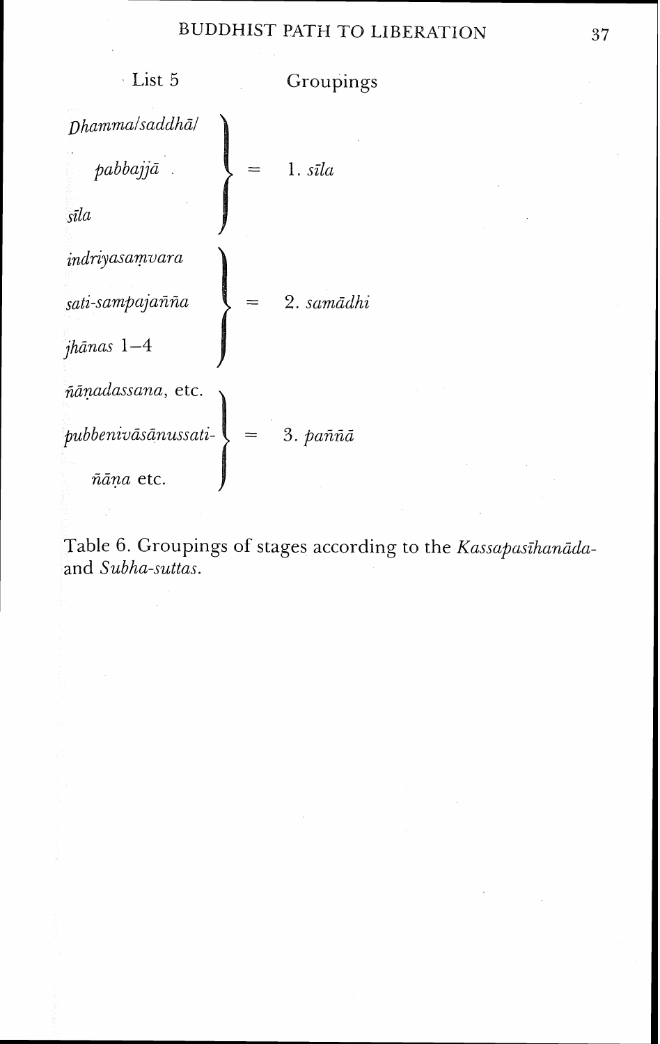| List 5 | | Groupings |
|---|---|---|
| *Dhamma/saddhā/ pabbajjā* <br> *sīla* | = | 1. *sīla* |
| *indriyasaṃvara* <br> *sati-sampajañña* <br> *jhānas* 1–4 | = | 2. *samādhi* |
| *ñāṇadassana*, etc. <br> *pubbenivāsānussati-ñāṇa* etc. | = | 3. *paññā* |

Table 6. Groupings of stages according to the *Kassapasīhanāda-* and *Subha-suttas*.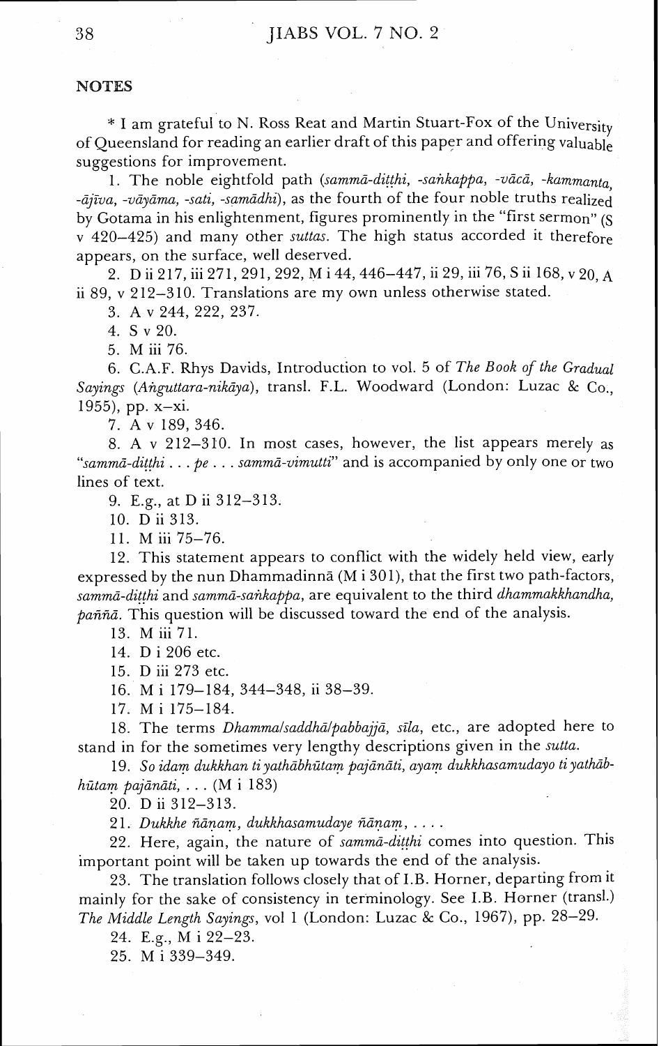## NOTES

\* I am grateful to N. Ross Reat and Martin Stuart-Fox of the University of Queensland for reading an earlier draft of this paper and offering valuable suggestions for improvement.

1. The noble eightfold path (*sammā-diṭṭhi, -saṅkappa, -vācā, -kammanta, -ājīva, -vāyāma, -sati, -samādhi*), as the fourth of the four noble truths realized by Gotama in his enlightenment, figures prominently in the "first sermon" (S v 420–425) and many other *suttas*. The high status accorded it therefore appears, on the surface, well deserved.

2. D ii 217, iii 271, 291, 292, M i 44, 446–447, ii 29, iii 76, S ii 168, v 20, A ii 89, v 212–310. Translations are my own unless otherwise stated.

3. A v 244, 222, 237.

4. S v 20.

5. M iii 76.

6. C.A.F. Rhys Davids, Introduction to vol. 5 of *The Book of the Gradual Sayings* (*Aṅguttara-nikāya*), transl. F.L. Woodward (London: Luzac & Co., 1955), pp. x–xi.

7. A v 189, 346.

8. A v 212–310. In most cases, however, the list appears merely as "*sammā-diṭṭhi . . . pe . . . sammā-vimutti*" and is accompanied by only one or two lines of text.

9. E.g., at D ii 312–313.

10. D ii 313.

11. M iii 75–76.

12. This statement appears to conflict with the widely held view, early expressed by the nun Dhammadinnā (M i 301), that the first two path-factors, *sammā-diṭṭhi* and *sammā-saṅkappa*, are equivalent to the third *dhammakkhandha, paññā*. This question will be discussed toward the end of the analysis.

13. M iii 71.

14. D i 206 etc.

15. D iii 273 etc.

16. M i 179–184, 344–348, ii 38–39.

17. M i 175–184.

18. The terms *Dhamma/saddhā/pabbajjā, sīla*, etc., are adopted here to stand in for the sometimes very lengthy descriptions given in the *sutta*.

19. *So idaṃ dukkhan ti yathābhūtaṃ pajānāti, ayaṃ dukkhasamudayo ti yathābhūtaṃ pajānāti, . . .* (M i 183)

20. D ii 312–313.

21. *Dukkhe ñāṇaṃ, dukkhasamudaye ñāṇaṃ, . . . .*

22. Here, again, the nature of *sammā-diṭṭhi* comes into question. This important point will be taken up towards the end of the analysis.

23. The translation follows closely that of I.B. Horner, departing from it mainly for the sake of consistency in terminology. See I.B. Horner (transl.) *The Middle Length Sayings*, vol 1 (London: Luzac & Co., 1967), pp. 28–29.

24. E.g., M i 22–23.

25. M i 339–349.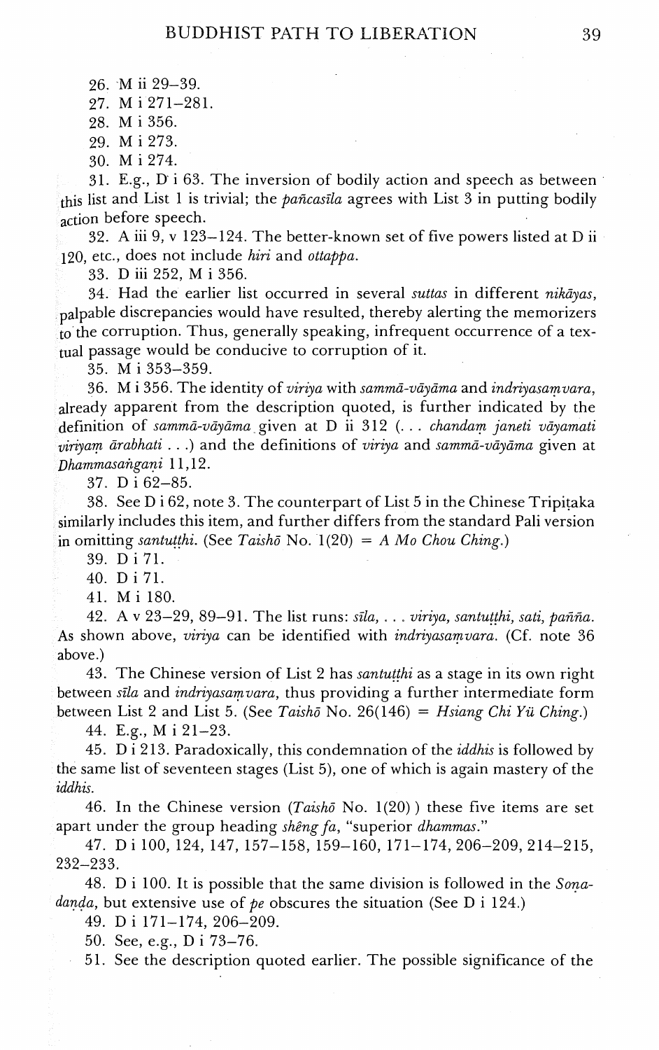26. M ii 29–39.

27. M i 271–281.

28. M i 356.

29. M i 273.

30. M i 274.

31. E.g., D i 63. The inversion of bodily action and speech as between this list and List 1 is trivial; the *pañcasīla* agrees with List 3 in putting bodily action before speech.

32. A iii 9, v 123–124. The better-known set of five powers listed at D ii 120, etc., does not include *hiri* and *ottappa*.

33. D iii 252, M i 356.

34. Had the earlier list occurred in several *suttas* in different *nikāyas*, palpable discrepancies would have resulted, thereby alerting the memorizers to the corruption. Thus, generally speaking, infrequent occurrence of a textual passage would be conducive to corruption of it.

35. M i 353–359.

36. M i 356. The identity of *viriya* with *sammā-vāyāma* and *indriyasaṃvara*, already apparent from the description quoted, is further indicated by the definition of *sammā-vāyāma* given at D ii 312 (. . . *chandaṃ janeti vāyamati viriyaṃ ārabhati* . . .) and the definitions of *viriya* and *sammā-vāyāma* given at *Dhammasaṅgaṇi* 11,12.

37. D i 62–85.

38. See D i 62, note 3. The counterpart of List 5 in the Chinese Tripiṭaka similarly includes this item, and further differs from the standard Pali version in omitting *santuṭṭhi*. (See *Taishō* No. 1(20) = *A Mo Chou Ching*.)

39. D i 71.

40. D i 71.

41. M i 180.

42. A v 23–29, 89–91. The list runs: *sīla*, . . . *viriya, santuṭṭhi, sati, pañña*. As shown above, *viriya* can be identified with *indriyasaṃvara*. (Cf. note 36 above.)

43. The Chinese version of List 2 has *santuṭṭhi* as a stage in its own right between *sīla* and *indriyasaṃvara*, thus providing a further intermediate form between List 2 and List 5. (See *Taishō* No. 26(146) = *Hsiang Chi Yü Ching*.)

44. E.g., M i 21–23.

45. D i 213. Paradoxically, this condemnation of the *iddhis* is followed by the same list of seventeen stages (List 5), one of which is again mastery of the *iddhis*.

46. In the Chinese version (*Taishō* No. 1(20)) these five items are set apart under the group heading *shêng fa*, "superior *dhammas*."

47. D i 100, 124, 147, 157–158, 159–160, 171–174, 206–209, 214–215, 232–233.

48. D i 100. It is possible that the same division is followed in the *Soṇadaṇḍa*, but extensive use of *pe* obscures the situation (See D i 124.)

49. D i 171–174, 206–209.

50. See, e.g., D i 73–76.

51. See the description quoted earlier. The possible significance of the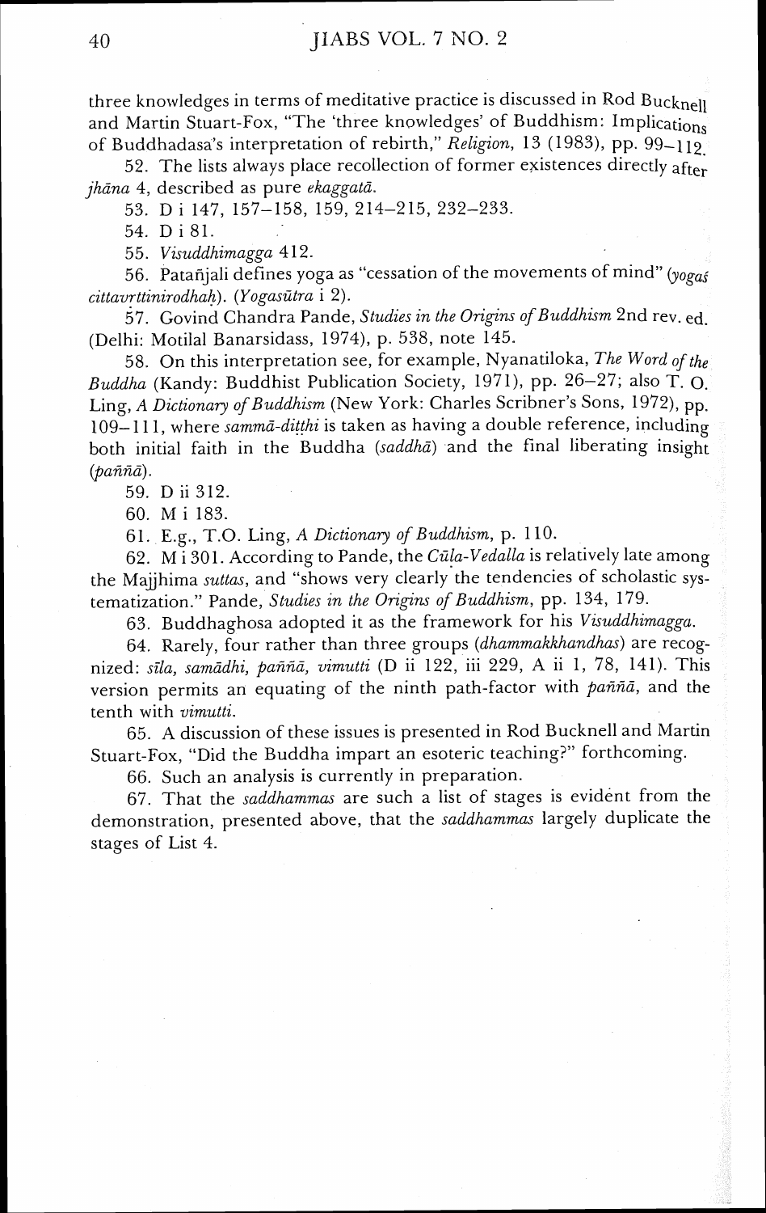three knowledges in terms of meditative practice is discussed in Rod Bucknell and Martin Stuart-Fox, "The 'three knowledges' of Buddhism: Implications of Buddhadasa's interpretation of rebirth," *Religion*, 13 (1983), pp. 99–112.

52. The lists always place recollection of former existences directly after *jhāna* 4, described as pure *ekaggatā*.

53. D i 147, 157–158, 159, 214–215, 232–233.

54. D i 81.

55. *Visuddhimagga* 412.

56. Patañjali defines yoga as "cessation of the movements of mind" (*yogaś cittavṛttinirodhaḥ*). (*Yogasūtra* i 2).

57. Govind Chandra Pande, *Studies in the Origins of Buddhism* 2nd rev. ed. (Delhi: Motilal Banarsidass, 1974), p. 538, note 145.

58. On this interpretation see, for example, Nyanatiloka, *The Word of the Buddha* (Kandy: Buddhist Publication Society, 1971), pp. 26–27; also T. O. Ling, *A Dictionary of Buddhism* (New York: Charles Scribner's Sons, 1972), pp. 109–111, where *sammā-diṭṭhi* is taken as having a double reference, including both initial faith in the Buddha (*saddhā*) and the final liberating insight (*paññā*).

59. D ii 312.

60. M i 183.

61. E.g., T.O. Ling, *A Dictionary of Buddhism*, p. 110.

62. M i 301. According to Pande, the *Cūla-Vedalla* is relatively late among the Majjhima *suttas*, and "shows very clearly the tendencies of scholastic systematization." Pande, *Studies in the Origins of Buddhism*, pp. 134, 179.

63. Buddhaghosa adopted it as the framework for his *Visuddhimagga*.

64. Rarely, four rather than three groups (*dhammakkhandhas*) are recognized: *sīla, samādhi, paññā, vimutti* (D ii 122, iii 229, A ii 1, 78, 141). This version permits an equating of the ninth path-factor with *paññā*, and the tenth with *vimutti*.

65. A discussion of these issues is presented in Rod Bucknell and Martin Stuart-Fox, "Did the Buddha impart an esoteric teaching?" forthcoming.

66. Such an analysis is currently in preparation.

67. That the *saddhammas* are such a list of stages is evident from the demonstration, presented above, that the *saddhammas* largely duplicate the stages of List 4.